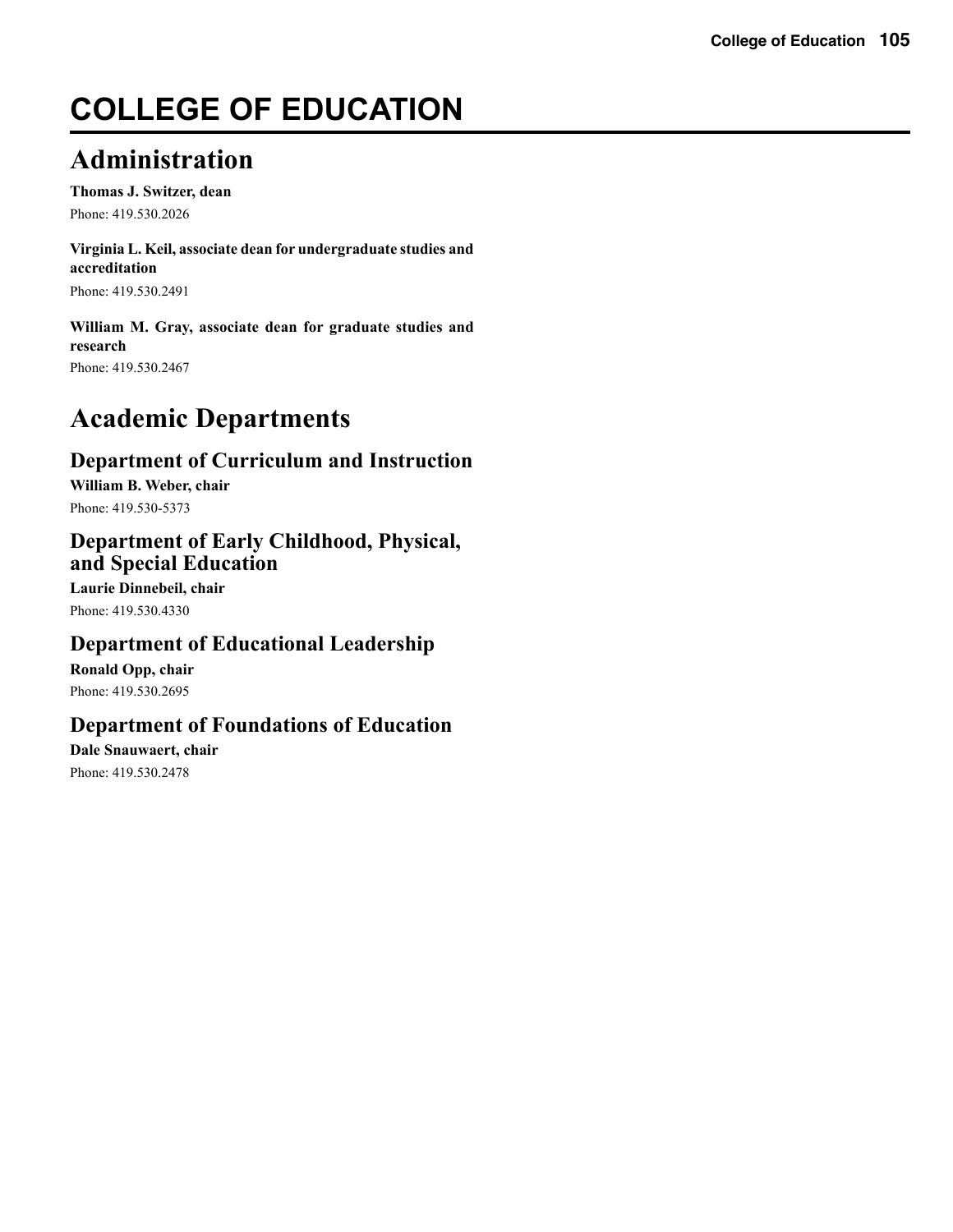# COLLEGE OF EDUCATION

## Administration

**Thomas J. Switzer, dean**

Phone: 419.530.2026

**Virginia L. Keil, associate dean for undergraduate studies and accreditation**

Phone: 419.530.2491

**William M. Gray, associate dean for graduate studies and research**

Phone: 419.530.2467

## Academic Departments

### Department of Curriculum and Instruction

**William B. Weber, chair**

Phone: 419.530-5373

### Department of Early Childhood, Physical, and Special Education

**Laurie Dinnebeil, chair**

Phone: 419.530.4330

### Department of Educational Leadership

**Ronald Opp, chair**

Phone: 419.530.2695

### Department of Foundations of Education

**Dale Snauwaert, chair**

Phone: 419.530.2478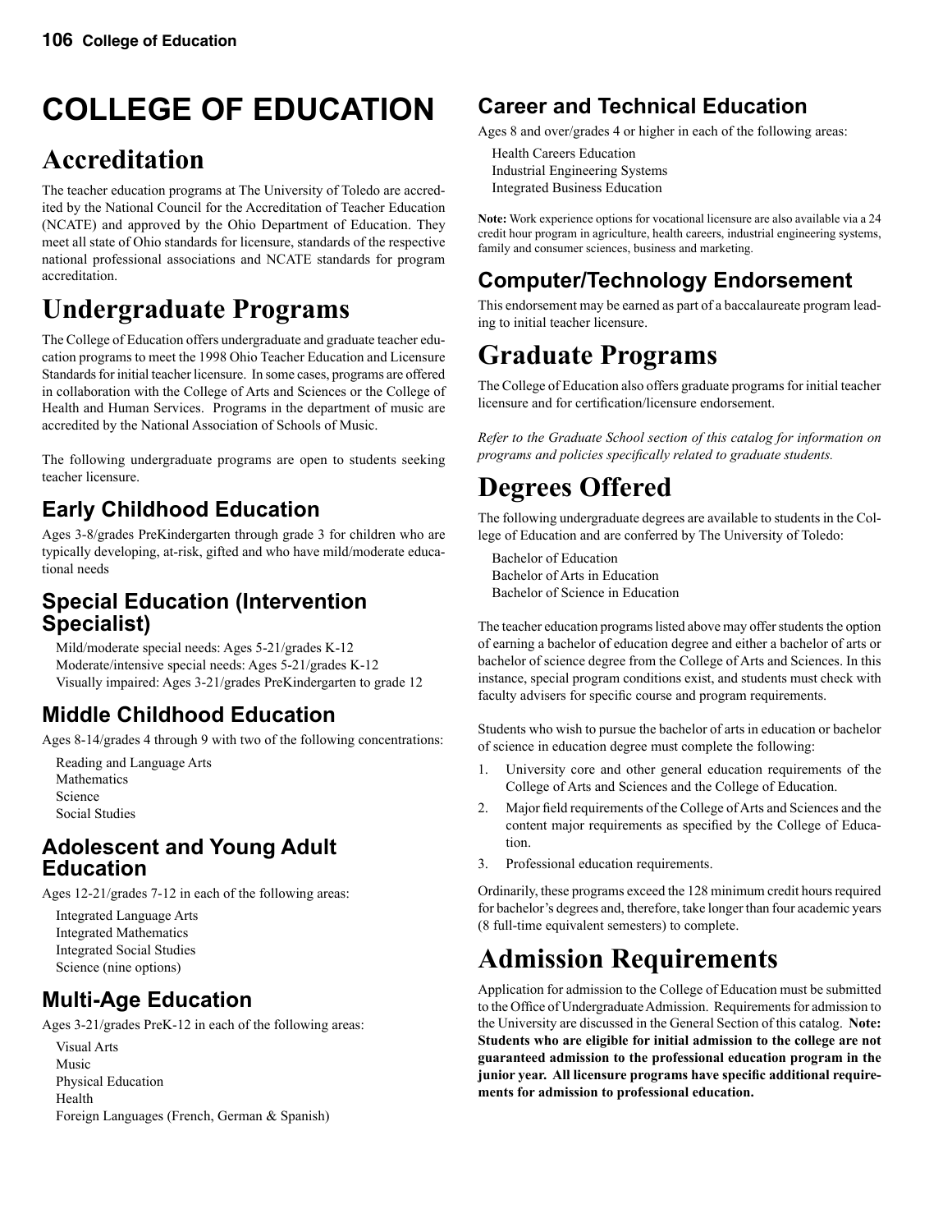# COLLEGE OF EDUCATION

## Accreditation

The teacher education programs at The University of Toledo are accredited by the National Council for the Accreditation of Teacher Education (NCATE) and approved by the Ohio Department of Education. They meet all state of Ohio standards for licensure, standards of the respective national professional associations and NCATE standards for program accreditation.

## Undergraduate Programs

The College of Education offers undergraduate and graduate teacher education programs to meet the 1998 Ohio Teacher Education and Licensure Standards for initial teacher licensure. In some cases, programs are offered in collaboration with the College of Arts and Sciences or the College of Health and Human Services. Programs in the department of music are accredited by the National Association of Schools of Music.

The following undergraduate programs are open to students seeking teacher licensure.

### Early Childhood Education

Ages 3-8/grades PreKindergarten through grade 3 for children who are typically developing, at-risk, gifted and who have mild/moderate educational needs

### Special Education (Intervention Specialist)

Mild/moderate special needs: Ages 5-21/grades K-12
Moderate/intensive special needs: Ages 5-21/grades K-12
Visually impaired: Ages 3-21/grades PreKindergarten to grade 12

### Middle Childhood Education

Ages 8-14/grades 4 through 9 with two of the following concentrations:

Reading and Language Arts
Mathematics
Science
Social Studies

### Adolescent and Young Adult Education

Ages 12-21/grades 7-12 in each of the following areas:

Integrated Language Arts
Integrated Mathematics
Integrated Social Studies
Science (nine options)

### Multi-Age Education

Ages 3-21/grades PreK-12 in each of the following areas:

Visual Arts
Music
Physical Education
Health
Foreign Languages (French, German & Spanish)

### Career and Technical Education

Ages 8 and over/grades 4 or higher in each of the following areas:

Health Careers Education
Industrial Engineering Systems
Integrated Business Education

**Note:** Work experience options for vocational licensure are also available via a 24 credit hour program in agriculture, health careers, industrial engineering systems, family and consumer sciences, business and marketing.

### Computer/Technology Endorsement

This endorsement may be earned as part of a baccalaureate program leading to initial teacher licensure.

## Graduate Programs

The College of Education also offers graduate programs for initial teacher licensure and for certification/licensure endorsement.

*Refer to the Graduate School section of this catalog for information on programs and policies specifically related to graduate students.*

## Degrees Offered

The following undergraduate degrees are available to students in the College of Education and are conferred by The University of Toledo:

Bachelor of Education
Bachelor of Arts in Education
Bachelor of Science in Education

The teacher education programs listed above may offer students the option of earning a bachelor of education degree and either a bachelor of arts or bachelor of science degree from the College of Arts and Sciences. In this instance, special program conditions exist, and students must check with faculty advisers for specific course and program requirements.

Students who wish to pursue the bachelor of arts in education or bachelor of science in education degree must complete the following:

1. University core and other general education requirements of the College of Arts and Sciences and the College of Education.
2. Major field requirements of the College of Arts and Sciences and the content major requirements as specified by the College of Education.
3. Professional education requirements.

Ordinarily, these programs exceed the 128 minimum credit hours required for bachelor's degrees and, therefore, take longer than four academic years (8 full-time equivalent semesters) to complete.

## Admission Requirements

Application for admission to the College of Education must be submitted to the Office of Undergraduate Admission. Requirements for admission to the University are discussed in the General Section of this catalog. **Note: Students who are eligible for initial admission to the college are not guaranteed admission to the professional education program in the junior year. All licensure programs have specific additional requirements for admission to professional education.**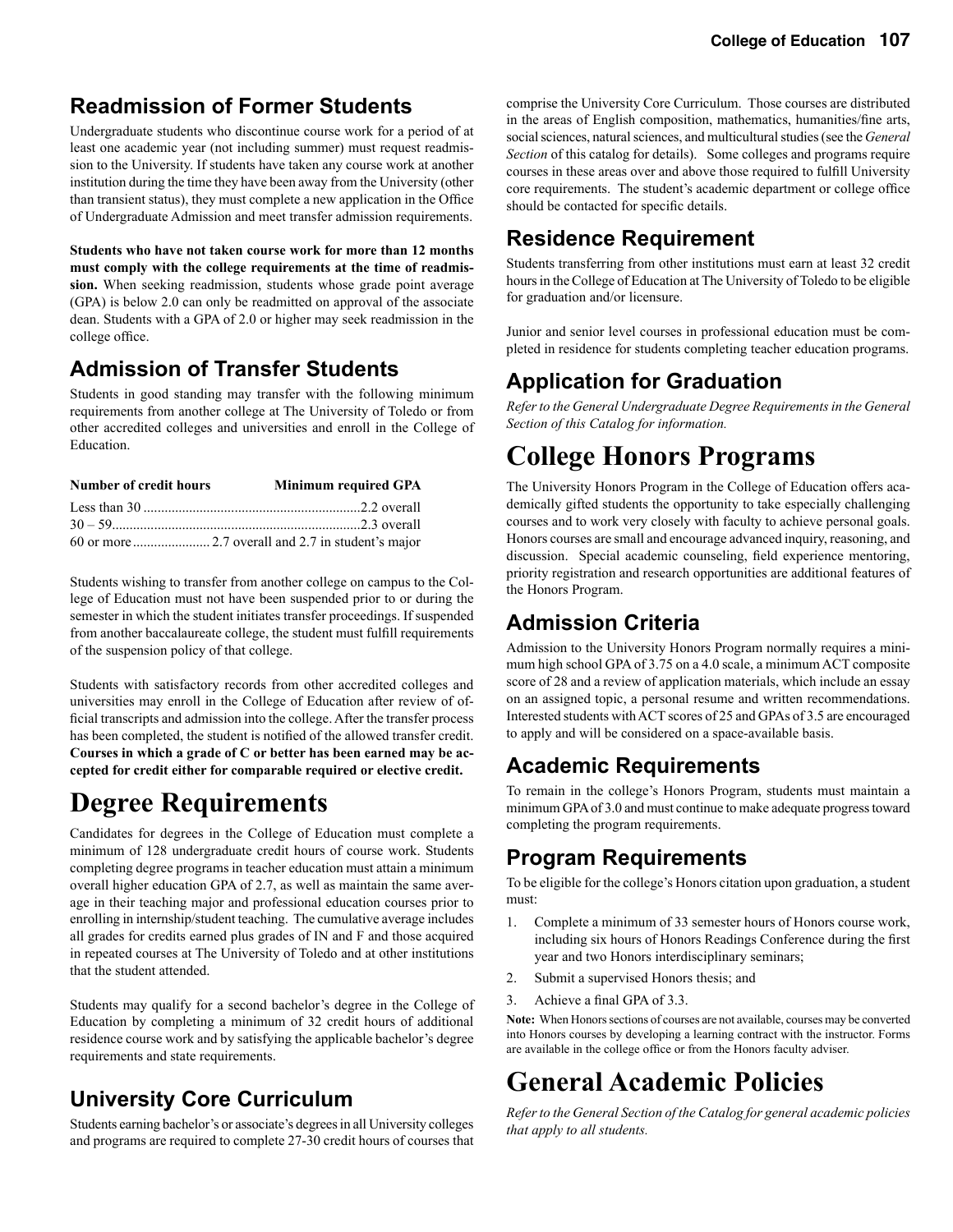## Readmission of Former Students

Undergraduate students who discontinue course work for a period of at least one academic year (not including summer) must request readmission to the University. If students have taken any course work at another institution during the time they have been away from the University (other than transient status), they must complete a new application in the Office of Undergraduate Admission and meet transfer admission requirements.

**Students who have not taken course work for more than 12 months must comply with the college requirements at the time of readmission.** When seeking readmission, students whose grade point average (GPA) is below 2.0 can only be readmitted on approval of the associate dean. Students with a GPA of 2.0 or higher may seek readmission in the college office.

## Admission of Transfer Students

Students in good standing may transfer with the following minimum requirements from another college at The University of Toledo or from other accredited colleges and universities and enroll in the College of Education.

| Number of credit hours | Minimum required GPA |
|---|---|
| Less than 30 | 2.2 overall |
| 30 – 59 | 2.3 overall |
| 60 or more | 2.7 overall and 2.7 in student's major |

Students wishing to transfer from another college on campus to the College of Education must not have been suspended prior to or during the semester in which the student initiates transfer proceedings. If suspended from another baccalaureate college, the student must fulfill requirements of the suspension policy of that college.

Students with satisfactory records from other accredited colleges and universities may enroll in the College of Education after review of official transcripts and admission into the college. After the transfer process has been completed, the student is notified of the allowed transfer credit. **Courses in which a grade of C or better has been earned may be accepted for credit either for comparable required or elective credit.**

# Degree Requirements

Candidates for degrees in the College of Education must complete a minimum of 128 undergraduate credit hours of course work. Students completing degree programs in teacher education must attain a minimum overall higher education GPA of 2.7, as well as maintain the same average in their teaching major and professional education courses prior to enrolling in internship/student teaching. The cumulative average includes all grades for credits earned plus grades of IN and F and those acquired in repeated courses at The University of Toledo and at other institutions that the student attended.

Students may qualify for a second bachelor's degree in the College of Education by completing a minimum of 32 credit hours of additional residence course work and by satisfying the applicable bachelor's degree requirements and state requirements.

## University Core Curriculum

Students earning bachelor's or associate's degrees in all University colleges and programs are required to complete 27-30 credit hours of courses that comprise the University Core Curriculum. Those courses are distributed in the areas of English composition, mathematics, humanities/fine arts, social sciences, natural sciences, and multicultural studies (see the *General Section* of this catalog for details). Some colleges and programs require courses in these areas over and above those required to fulfill University core requirements. The student's academic department or college office should be contacted for specific details.

## Residence Requirement

Students transferring from other institutions must earn at least 32 credit hours in the College of Education at The University of Toledo to be eligible for graduation and/or licensure.

Junior and senior level courses in professional education must be completed in residence for students completing teacher education programs.

## Application for Graduation

*Refer to the General Undergraduate Degree Requirements in the General Section of this Catalog for information.*

# College Honors Programs

The University Honors Program in the College of Education offers academically gifted students the opportunity to take especially challenging courses and to work very closely with faculty to achieve personal goals. Honors courses are small and encourage advanced inquiry, reasoning, and discussion. Special academic counseling, field experience mentoring, priority registration and research opportunities are additional features of the Honors Program.

## Admission Criteria

Admission to the University Honors Program normally requires a minimum high school GPA of 3.75 on a 4.0 scale, a minimum ACT composite score of 28 and a review of application materials, which include an essay on an assigned topic, a personal resume and written recommendations. Interested students with ACT scores of 25 and GPAs of 3.5 are encouraged to apply and will be considered on a space-available basis.

## Academic Requirements

To remain in the college's Honors Program, students must maintain a minimum GPA of 3.0 and must continue to make adequate progress toward completing the program requirements.

## Program Requirements

To be eligible for the college's Honors citation upon graduation, a student must:

1. Complete a minimum of 33 semester hours of Honors course work, including six hours of Honors Readings Conference during the first year and two Honors interdisciplinary seminars;
2. Submit a supervised Honors thesis; and
3. Achieve a final GPA of 3.3.

**Note:** When Honors sections of courses are not available, courses may be converted into Honors courses by developing a learning contract with the instructor. Forms are available in the college office or from the Honors faculty adviser.

# General Academic Policies

*Refer to the General Section of the Catalog for general academic policies that apply to all students.*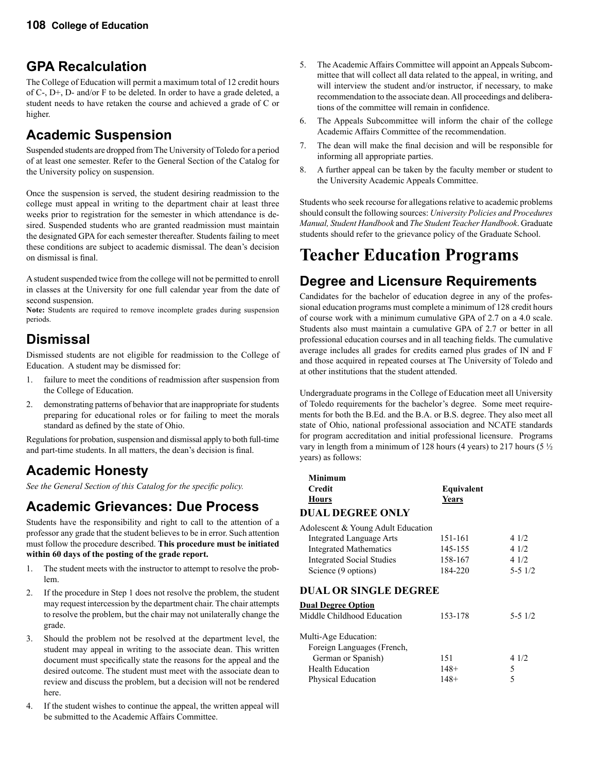## GPA Recalculation

The College of Education will permit a maximum total of 12 credit hours of C-, D+, D- and/or F to be deleted. In order to have a grade deleted, a student needs to have retaken the course and achieved a grade of C or higher.

## Academic Suspension

Suspended students are dropped from The University of Toledo for a period of at least one semester. Refer to the General Section of the Catalog for the University policy on suspension.

Once the suspension is served, the student desiring readmission to the college must appeal in writing to the department chair at least three weeks prior to registration for the semester in which attendance is desired. Suspended students who are granted readmission must maintain the designated GPA for each semester thereafter. Students failing to meet these conditions are subject to academic dismissal. The dean's decision on dismissal is final.

A student suspended twice from the college will not be permitted to enroll in classes at the University for one full calendar year from the date of second suspension.

**Note:** Students are required to remove incomplete grades during suspension periods.

## Dismissal

Dismissed students are not eligible for readmission to the College of Education. A student may be dismissed for:

1. failure to meet the conditions of readmission after suspension from the College of Education.
2. demonstrating patterns of behavior that are inappropriate for students preparing for educational roles or for failing to meet the morals standard as defined by the state of Ohio.

Regulations for probation, suspension and dismissal apply to both full-time and part-time students. In all matters, the dean's decision is final.

## Academic Honesty

*See the General Section of this Catalog for the specific policy.*

## Academic Grievances: Due Process

Students have the responsibility and right to call to the attention of a professor any grade that the student believes to be in error. Such attention must follow the procedure described. **This procedure must be initiated within 60 days of the posting of the grade report.**

1. The student meets with the instructor to attempt to resolve the problem.
2. If the procedure in Step 1 does not resolve the problem, the student may request intercession by the department chair. The chair attempts to resolve the problem, but the chair may not unilaterally change the grade.
3. Should the problem not be resolved at the department level, the student may appeal in writing to the associate dean. This written document must specifically state the reasons for the appeal and the desired outcome. The student must meet with the associate dean to review and discuss the problem, but a decision will not be rendered here.
4. If the student wishes to continue the appeal, the written appeal will be submitted to the Academic Affairs Committee.
5. The Academic Affairs Committee will appoint an Appeals Subcommittee that will collect all data related to the appeal, in writing, and will interview the student and/or instructor, if necessary, to make recommendation to the associate dean. All proceedings and deliberations of the committee will remain in confidence.
6. The Appeals Subcommittee will inform the chair of the college Academic Affairs Committee of the recommendation.
7. The dean will make the final decision and will be responsible for informing all appropriate parties.
8. A further appeal can be taken by the faculty member or student to the University Academic Appeals Committee.

Students who seek recourse for allegations relative to academic problems should consult the following sources: *University Policies and Procedures Manual, Student Handbook* and *The Student Teacher Handbook*. Graduate students should refer to the grievance policy of the Graduate School.

# Teacher Education Programs

## Degree and Licensure Requirements

Candidates for the bachelor of education degree in any of the professional education programs must complete a minimum of 128 credit hours of course work with a minimum cumulative GPA of 2.7 on a 4.0 scale. Students also must maintain a cumulative GPA of 2.7 or better in all professional education courses and in all teaching fields. The cumulative average includes all grades for credits earned plus grades of IN and F and those acquired in repeated courses at The University of Toledo and at other institutions that the student attended.

Undergraduate programs in the College of Education meet all University of Toledo requirements for the bachelor's degree. Some meet requirements for both the B.Ed. and the B.A. or B.S. degree. They also meet all state of Ohio, national professional association and NCATE standards for program accreditation and initial professional licensure. Programs vary in length from a minimum of 128 hours (4 years) to 217 hours (5 ½ years) as follows:

| | Minimum Credit Hours | Equivalent Years |
|---|---|---|
| **DUAL DEGREE ONLY** | | |
| Adolescent & Young Adult Education | | |
| Integrated Language Arts | 151-161 | 4 1/2 |
| Integrated Mathematics | 145-155 | 4 1/2 |
| Integrated Social Studies | 158-167 | 4 1/2 |
| Science (9 options) | 184-220 | 5-5 1/2 |
| **DUAL OR SINGLE DEGREE** | | |
| **Dual Degree Option** | | |
| Middle Childhood Education | 153-178 | 5-5 1/2 |
| Multi-Age Education: | | |
| Foreign Languages (French, German or Spanish) | 151 | 4 1/2 |
| Health Education | 148+ | 5 |
| Physical Education | 148+ | 5 |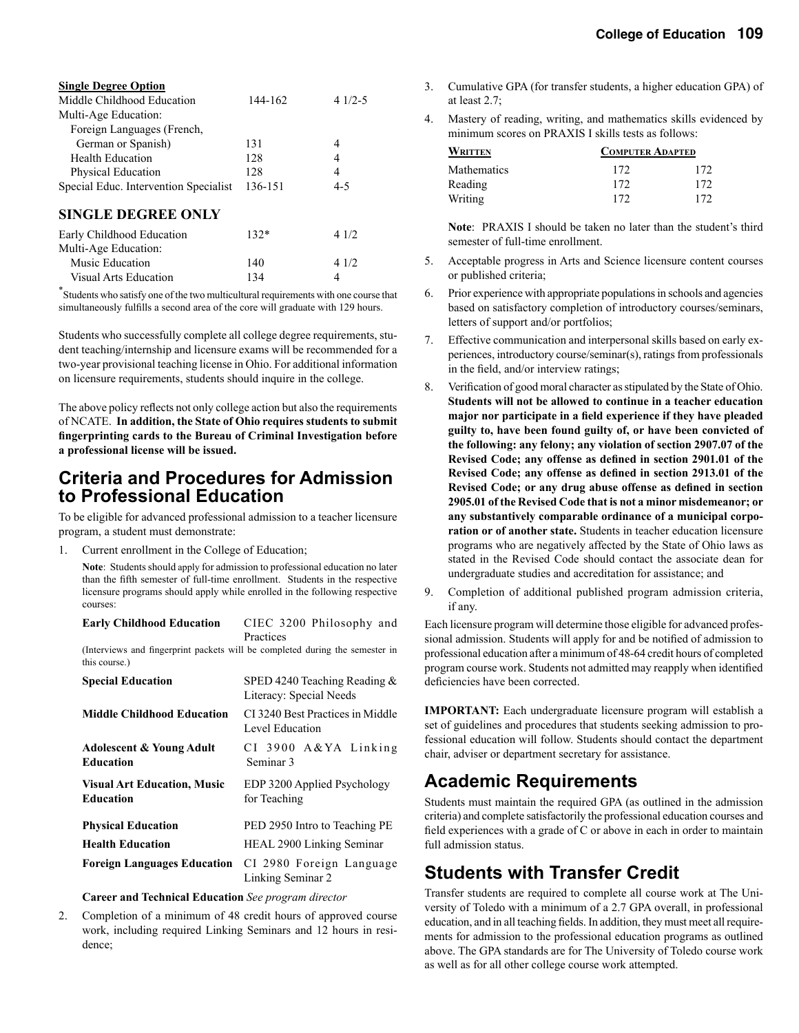**Single Degree Option**

| | | |
|---|---|---|
| Middle Childhood Education | 144-162 | 4 1/2-5 |
| Multi-Age Education: | | |
| Foreign Languages (French, German or Spanish) | 131 | 4 |
| Health Education | 128 | 4 |
| Physical Education | 128 | 4 |
| Special Educ. Intervention Specialist | 136-151 | 4-5 |

## SINGLE DEGREE ONLY

| | | |
|---|---|---|
| Early Childhood Education | 132* | 4 1/2 |
| Multi-Age Education: | | |
| Music Education | 140 | 4 1/2 |
| Visual Arts Education | 134 | 4 |

* Students who satisfy one of the two multicultural requirements with one course that simultaneously fulfills a second area of the core will graduate with 129 hours.

Students who successfully complete all college degree requirements, student teaching/internship and licensure exams will be recommended for a two-year provisional teaching license in Ohio. For additional information on licensure requirements, students should inquire in the college.

The above policy reflects not only college action but also the requirements of NCATE. **In addition, the State of Ohio requires students to submit fingerprinting cards to the Bureau of Criminal Investigation before a professional license will be issued.**

## Criteria and Procedures for Admission to Professional Education

To be eligible for advanced professional admission to a teacher licensure program, a student must demonstrate:

1. Current enrollment in the College of Education;

   **Note**: Students should apply for admission to professional education no later than the fifth semester of full-time enrollment. Students in the respective licensure programs should apply while enrolled in the following respective courses:

   | | |
   |---|---|
   | **Early Childhood Education** | CIEC 3200 Philosophy and Practices |
   | (Interviews and fingerprint packets will be completed during the semester in this course.) | |
   | **Special Education** | SPED 4240 Teaching Reading & Literacy: Special Needs |
   | **Middle Childhood Education** | CI 3240 Best Practices in Middle Level Education |
   | **Adolescent & Young Adult Education** | CI 3900 A&YA Linking Seminar 3 |
   | **Visual Art Education, Music Education** | EDP 3200 Applied Psychology for Teaching |
   | **Physical Education** | PED 2950 Intro to Teaching PE |
   | **Health Education** | HEAL 2900 Linking Seminar |
   | **Foreign Languages Education** | CI 2980 Foreign Language Linking Seminar 2 |

   **Career and Technical Education** *See program director*

2. Completion of a minimum of 48 credit hours of approved course work, including required Linking Seminars and 12 hours in residence;
3. Cumulative GPA (for transfer students, a higher education GPA) of at least 2.7;
4. Mastery of reading, writing, and mathematics skills evidenced by minimum scores on PRAXIS I skills tests as follows:

   | Written | Computer Adapted | |
   |---|---|---|
   | Mathematics | 172 | 172 |
   | Reading | 172 | 172 |
   | Writing | 172 | 172 |

   **Note**: PRAXIS I should be taken no later than the student's third semester of full-time enrollment.

5. Acceptable progress in Arts and Science licensure content courses or published criteria;
6. Prior experience with appropriate populations in schools and agencies based on satisfactory completion of introductory courses/seminars, letters of support and/or portfolios;
7. Effective communication and interpersonal skills based on early experiences, introductory course/seminar(s), ratings from professionals in the field, and/or interview ratings;
8. Verification of good moral character as stipulated by the State of Ohio. **Students will not be allowed to continue in a teacher education major nor participate in a field experience if they have pleaded guilty to, have been found guilty of, or have been convicted of the following: any felony; any violation of section 2907.07 of the Revised Code; any offense as defined in section 2901.01 of the Revised Code; any offense as defined in section 2913.01 of the Revised Code; or any drug abuse offense as defined in section 2905.01 of the Revised Code that is not a minor misdemeanor; or any substantively comparable ordinance of a municipal corporation or of another state.** Students in teacher education licensure programs who are negatively affected by the State of Ohio laws as stated in the Revised Code should contact the associate dean for undergraduate studies and accreditation for assistance; and
9. Completion of additional published program admission criteria, if any.

Each licensure program will determine those eligible for advanced professional admission. Students will apply for and be notified of admission to professional education after a minimum of 48-64 credit hours of completed program course work. Students not admitted may reapply when identified deficiencies have been corrected.

**IMPORTANT:** Each undergraduate licensure program will establish a set of guidelines and procedures that students seeking admission to professional education will follow. Students should contact the department chair, adviser or department secretary for assistance.

## Academic Requirements

Students must maintain the required GPA (as outlined in the admission criteria) and complete satisfactorily the professional education courses and field experiences with a grade of C or above in each in order to maintain full admission status.

## Students with Transfer Credit

Transfer students are required to complete all course work at The University of Toledo with a minimum of a 2.7 GPA overall, in professional education, and in all teaching fields. In addition, they must meet all requirements for admission to the professional education programs as outlined above. The GPA standards are for The University of Toledo course work as well as for all other college course work attempted.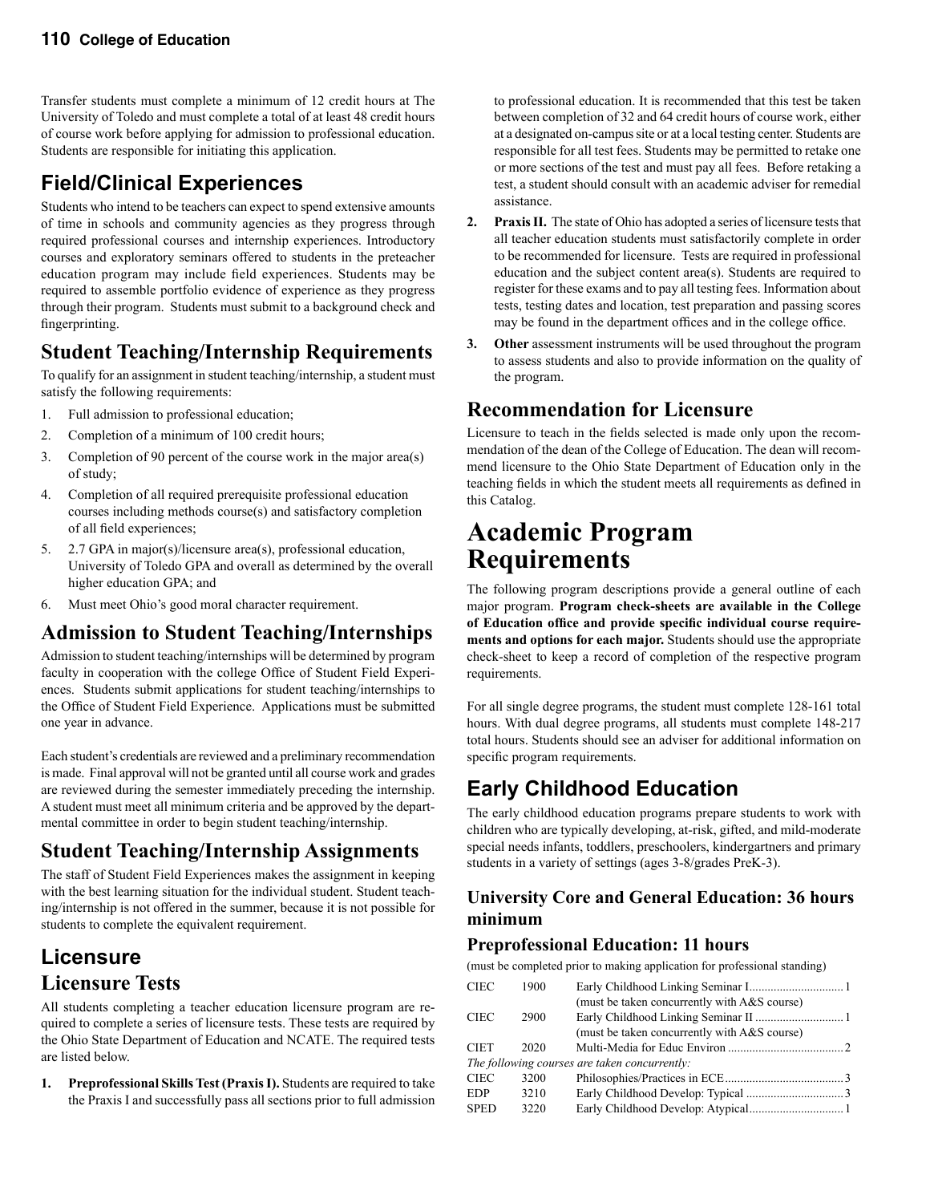Transfer students must complete a minimum of 12 credit hours at The University of Toledo and must complete a total of at least 48 credit hours of course work before applying for admission to professional education. Students are responsible for initiating this application.

## Field/Clinical Experiences

Students who intend to be teachers can expect to spend extensive amounts of time in schools and community agencies as they progress through required professional courses and internship experiences. Introductory courses and exploratory seminars offered to students in the preteacher education program may include field experiences. Students may be required to assemble portfolio evidence of experience as they progress through their program. Students must submit to a background check and fingerprinting.

## Student Teaching/Internship Requirements

To qualify for an assignment in student teaching/internship, a student must satisfy the following requirements:

1. Full admission to professional education;
2. Completion of a minimum of 100 credit hours;
3. Completion of 90 percent of the course work in the major area(s) of study;
4. Completion of all required prerequisite professional education courses including methods course(s) and satisfactory completion of all field experiences;
5. 2.7 GPA in major(s)/licensure area(s), professional education, University of Toledo GPA and overall as determined by the overall higher education GPA; and
6. Must meet Ohio's good moral character requirement.

## Admission to Student Teaching/Internships

Admission to student teaching/internships will be determined by program faculty in cooperation with the college Office of Student Field Experiences. Students submit applications for student teaching/internships to the Office of Student Field Experience. Applications must be submitted one year in advance.

Each student's credentials are reviewed and a preliminary recommendation is made. Final approval will not be granted until all course work and grades are reviewed during the semester immediately preceding the internship. A student must meet all minimum criteria and be approved by the departmental committee in order to begin student teaching/internship.

## Student Teaching/Internship Assignments

The staff of Student Field Experiences makes the assignment in keeping with the best learning situation for the individual student. Student teaching/internship is not offered in the summer, because it is not possible for students to complete the equivalent requirement.

## Licensure

### Licensure Tests

All students completing a teacher education licensure program are required to complete a series of licensure tests. These tests are required by the Ohio State Department of Education and NCATE. The required tests are listed below.

1. **Preprofessional Skills Test (Praxis I).** Students are required to take the Praxis I and successfully pass all sections prior to full admission to professional education. It is recommended that this test be taken between completion of 32 and 64 credit hours of course work, either at a designated on-campus site or at a local testing center. Students are responsible for all test fees. Students may be permitted to retake one or more sections of the test and must pay all fees. Before retaking a test, a student should consult with an academic adviser for remedial assistance.
2. **Praxis II.** The state of Ohio has adopted a series of licensure tests that all teacher education students must satisfactorily complete in order to be recommended for licensure. Tests are required in professional education and the subject content area(s). Students are required to register for these exams and to pay all testing fees. Information about tests, testing dates and location, test preparation and passing scores may be found in the department offices and in the college office.
3. **Other** assessment instruments will be used throughout the program to assess students and also to provide information on the quality of the program.

## Recommendation for Licensure

Licensure to teach in the fields selected is made only upon the recommendation of the dean of the College of Education. The dean will recommend licensure to the Ohio State Department of Education only in the teaching fields in which the student meets all requirements as defined in this Catalog.

# Academic Program Requirements

The following program descriptions provide a general outline of each major program. **Program check-sheets are available in the College of Education office and provide specific individual course requirements and options for each major.** Students should use the appropriate check-sheet to keep a record of completion of the respective program requirements.

For all single degree programs, the student must complete 128-161 total hours. With dual degree programs, all students must complete 148-217 total hours. Students should see an adviser for additional information on specific program requirements.

## Early Childhood Education

The early childhood education programs prepare students to work with children who are typically developing, at-risk, gifted, and mild-moderate special needs infants, toddlers, preschoolers, kindergartners and primary students in a variety of settings (ages 3-8/grades PreK-3).

### University Core and General Education: 36 hours minimum

### Preprofessional Education: 11 hours

(must be completed prior to making application for professional standing)

| | | | |
|---|---|---|---|
| CIEC | 1900 | Early Childhood Linking Seminar I (must be taken concurrently with A&S course) | 1 |
| CIEC | 2900 | Early Childhood Linking Seminar II (must be taken concurrently with A&S course) | 1 |
| CIET | 2020 | Multi-Media for Educ Environ | 2 |
| *The following courses are taken concurrently:* | | | |
| CIEC | 3200 | Philosophies/Practices in ECE | 3 |
| EDP | 3210 | Early Childhood Develop: Typical | 3 |
| SPED | 3220 | Early Childhood Develop: Atypical | 1 |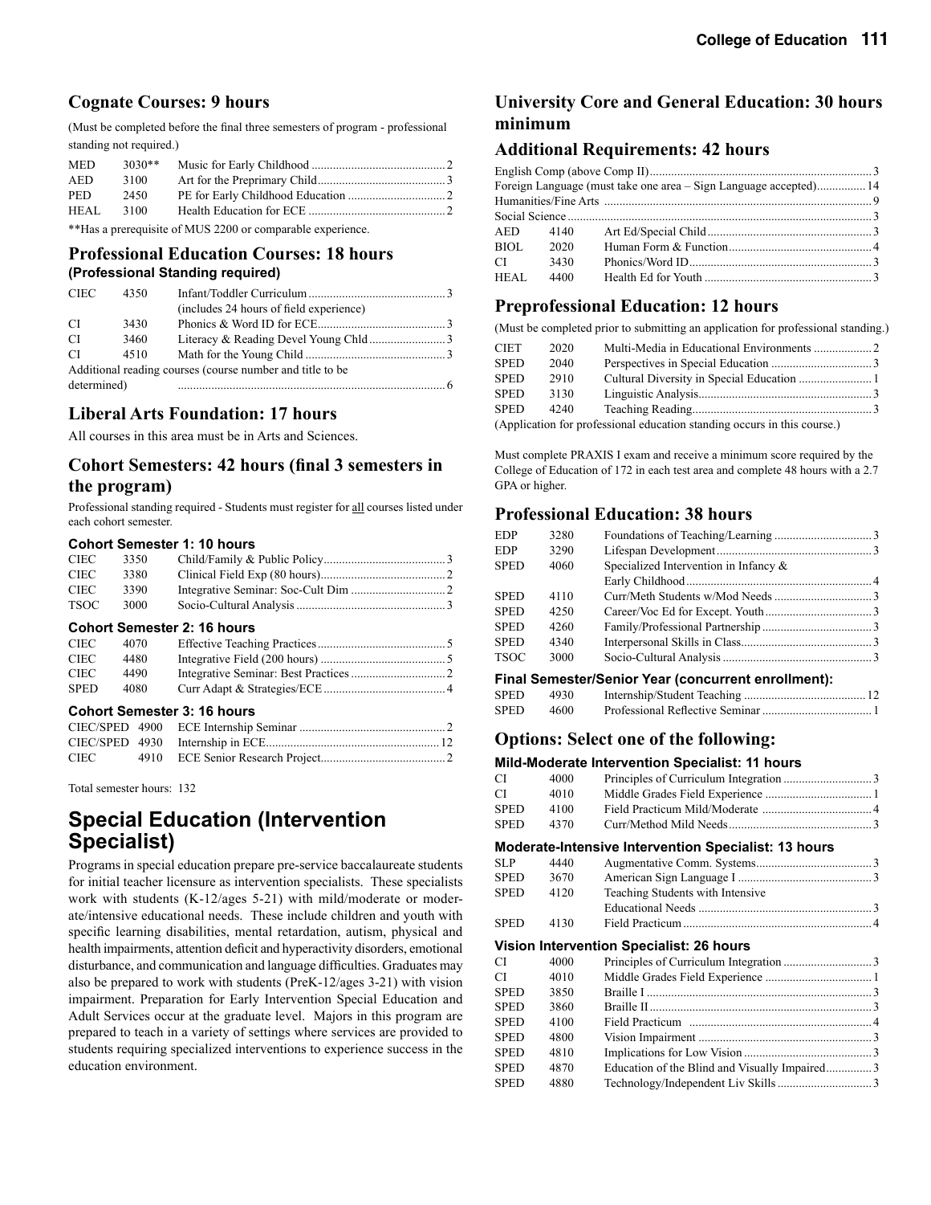## Cognate Courses: 9 hours

(Must be completed before the final three semesters of program - professional standing not required.)

| | | | |
|---|---|---|---|
| MED | 3030** | Music for Early Childhood | 2 |
| AED | 3100 | Art for the Preprimary Child | 3 |
| PED | 2450 | PE for Early Childhood Education | 2 |
| HEAL | 3100 | Health Education for ECE | 2 |

**Has a prerequisite of MUS 2200 or comparable experience.

## Professional Education Courses: 18 hours

**(Professional Standing required)**

| | | | |
|---|---|---|---|
| CIEC | 4350 | Infant/Toddler Curriculum (includes 24 hours of field experience) | 3 |
| CI | 3430 | Phonics & Word ID for ECE | 3 |
| CI | 3460 | Literacy & Reading Devel Young Chld | 3 |
| CI | 4510 | Math for the Young Child | 3 |
| Additional reading courses (course number and title to be determined) | | | 6 |

## Liberal Arts Foundation: 17 hours

All courses in this area must be in Arts and Sciences.

## Cohort Semesters: 42 hours (final 3 semesters in the program)

Professional standing required - Students must register for all courses listed under each cohort semester.

### Cohort Semester 1: 10 hours

| | | | |
|---|---|---|---|
| CIEC | 3350 | Child/Family & Public Policy | 3 |
| CIEC | 3380 | Clinical Field Exp (80 hours) | 2 |
| CIEC | 3390 | Integrative Seminar: Soc-Cult Dim | 2 |
| TSOC | 3000 | Socio-Cultural Analysis | 3 |

### Cohort Semester 2: 16 hours

| | | | |
|---|---|---|---|
| CIEC | 4070 | Effective Teaching Practices | 5 |
| CIEC | 4480 | Integrative Field (200 hours) | 5 |
| CIEC | 4490 | Integrative Seminar: Best Practices | 2 |
| SPED | 4080 | Curr Adapt & Strategies/ECE | 4 |

### Cohort Semester 3: 16 hours

| | | | |
|---|---|---|---|
| CIEC/SPED | 4900 | ECE Internship Seminar | 2 |
| CIEC/SPED | 4930 | Internship in ECE | 12 |
| CIEC | 4910 | ECE Senior Research Project | 2 |

Total semester hours: 132

# Special Education (Intervention Specialist)

Programs in special education prepare pre-service baccalaureate students for initial teacher licensure as intervention specialists. These specialists work with students (K-12/ages 5-21) with mild/moderate or moderate/intensive educational needs. These include children and youth with specific learning disabilities, mental retardation, autism, physical and health impairments, attention deficit and hyperactivity disorders, emotional disturbance, and communication and language difficulties. Graduates may also be prepared to work with students (PreK-12/ages 3-21) with vision impairment. Preparation for Early Intervention Special Education and Adult Services occur at the graduate level. Majors in this program are prepared to teach in a variety of settings where services are provided to students requiring specialized interventions to experience success in the education environment.

## University Core and General Education: 30 hours minimum

## Additional Requirements: 42 hours

| | | | |
|---|---|---|---|
| English Comp (above Comp II) | | | 3 |
| Foreign Language (must take one area – Sign Language accepted) | | | 14 |
| Humanities/Fine Arts | | | 9 |
| Social Science | | | 3 |
| AED | 4140 | Art Ed/Special Child | 3 |
| BIOL | 2020 | Human Form & Function | 4 |
| CI | 3430 | Phonics/Word ID | 3 |
| HEAL | 4400 | Health Ed for Youth | 3 |

## Preprofessional Education: 12 hours

(Must be completed prior to submitting an application for professional standing.)

| | | | |
|---|---|---|---|
| CIET | 2020 | Multi-Media in Educational Environments | 2 |
| SPED | 2040 | Perspectives in Special Education | 3 |
| SPED | 2910 | Cultural Diversity in Special Education | 1 |
| SPED | 3130 | Linguistic Analysis | 3 |
| SPED | 4240 | Teaching Reading | 3 |

(Application for professional education standing occurs in this course.)

Must complete PRAXIS I exam and receive a minimum score required by the College of Education of 172 in each test area and complete 48 hours with a 2.7 GPA or higher.

## Professional Education: 38 hours

| | | | |
|---|---|---|---|
| EDP | 3280 | Foundations of Teaching/Learning | 3 |
| EDP | 3290 | Lifespan Development | 3 |
| SPED | 4060 | Specialized Intervention in Infancy & Early Childhood | 4 |
| SPED | 4110 | Curr/Meth Students w/Mod Needs | 3 |
| SPED | 4250 | Career/Voc Ed for Except. Youth | 3 |
| SPED | 4260 | Family/Professional Partnership | 3 |
| SPED | 4340 | Interpersonal Skills in Class | 3 |
| TSOC | 3000 | Socio-Cultural Analysis | 3 |

### Final Semester/Senior Year (concurrent enrollment):

| | | | |
|---|---|---|---|
| SPED | 4930 | Internship/Student Teaching | 12 |
| SPED | 4600 | Professional Reflective Seminar | 1 |

## Options: Select one of the following:

### Mild-Moderate Intervention Specialist: 11 hours

| | | | |
|---|---|---|---|
| CI | 4000 | Principles of Curriculum Integration | 3 |
| CI | 4010 | Middle Grades Field Experience | 1 |
| SPED | 4100 | Field Practicum Mild/Moderate | 4 |
| SPED | 4370 | Curr/Method Mild Needs | 3 |

### Moderate-Intensive Intervention Specialist: 13 hours

| | | | |
|---|---|---|---|
| SLP | 4440 | Augmentative Comm. Systems | 3 |
| SPED | 3670 | American Sign Language I | 3 |
| SPED | 4120 | Teaching Students with Intensive Educational Needs | 3 |
| SPED | 4130 | Field Practicum | 4 |

### Vision Intervention Specialist: 26 hours

| | | | |
|---|---|---|---|
| CI | 4000 | Principles of Curriculum Integration | 3 |
| CI | 4010 | Middle Grades Field Experience | 1 |
| SPED | 3850 | Braille I | 3 |
| SPED | 3860 | Braille II | 3 |
| SPED | 4100 | Field Practicum | 4 |
| SPED | 4800 | Vision Impairment | 3 |
| SPED | 4810 | Implications for Low Vision | 3 |
| SPED | 4870 | Education of the Blind and Visually Impaired | 3 |
| SPED | 4880 | Technology/Independent Liv Skills | 3 |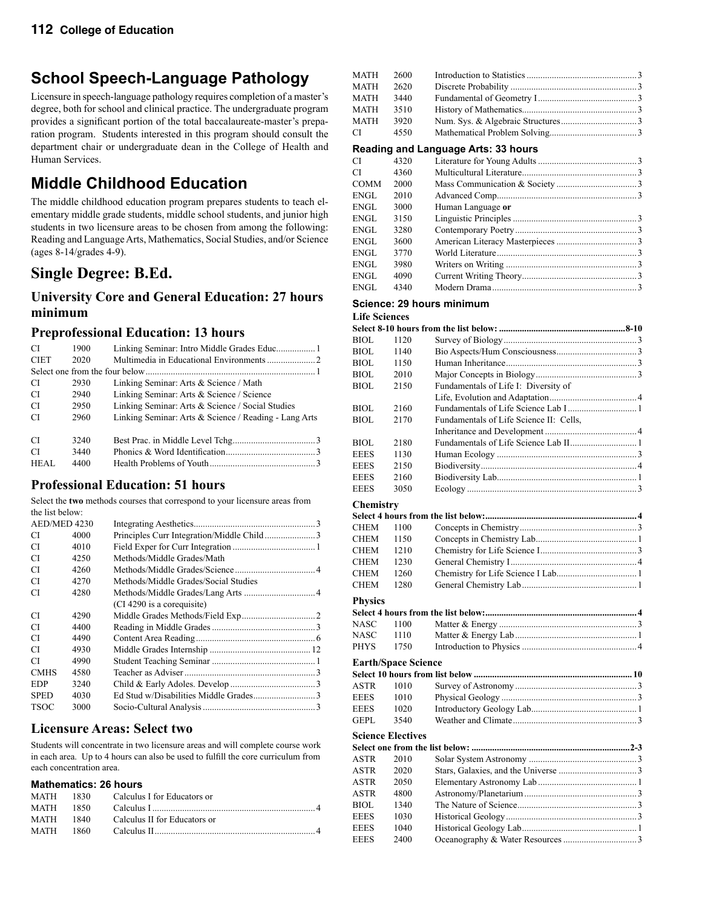## School Speech-Language Pathology

Licensure in speech-language pathology requires completion of a master's degree, both for school and clinical practice. The undergraduate program provides a significant portion of the total baccalaureate-master's preparation program. Students interested in this program should consult the department chair or undergraduate dean in the College of Health and Human Services.

## Middle Childhood Education

The middle childhood education program prepares students to teach elementary middle grade students, middle school students, and junior high students in two licensure areas to be chosen from among the following: Reading and Language Arts, Mathematics, Social Studies, and/or Science (ages 8-14/grades 4-9).

## Single Degree: B.Ed.

### University Core and General Education: 27 hours minimum

### Preprofessional Education: 13 hours

| | | | |
|---|---|---|---|
| CI | 1900 | Linking Seminar: Intro Middle Grades Educ | 1 |
| CIET | 2020 | Multimedia in Educational Environments | 2 |
| Select one from the four below | | | 1 |
| CI | 2930 | Linking Seminar: Arts & Science / Math | |
| CI | 2940 | Linking Seminar: Arts & Science / Science | |
| CI | 2950 | Linking Seminar: Arts & Science / Social Studies | |
| CI | 2960 | Linking Seminar: Arts & Science / Reading - Lang Arts | |
| CI | 3240 | Best Prac. in Middle Level Tchg | 3 |
| CI | 3440 | Phonics & Word Identification | 3 |
| HEAL | 4400 | Health Problems of Youth | 3 |

### Professional Education: 51 hours

Select the **two** methods courses that correspond to your licensure areas from the list below:

| | | | |
|---|---|---|---|
| AED/MED | 4230 | Integrating Aesthetics | 3 |
| CI | 4000 | Principles Curr Integration/Middle Child | 3 |
| CI | 4010 | Field Exper for Curr Integration | 1 |
| CI | 4250 | Methods/Middle Grades/Math | |
| CI | 4260 | Methods/Middle Grades/Science | 4 |
| CI | 4270 | Methods/Middle Grades/Social Studies | |
| CI | 4280 | Methods/Middle Grades/Lang Arts (CI 4290 is a corequisite) | 4 |
| CI | 4290 | Middle Grades Methods/Field Exp | 2 |
| CI | 4400 | Reading in Middle Grades | 3 |
| CI | 4490 | Content Area Reading | 6 |
| CI | 4930 | Middle Grades Internship | 12 |
| CI | 4990 | Student Teaching Seminar | 1 |
| CMHS | 4580 | Teacher as Adviser | 3 |
| EDP | 3240 | Child & Early Adoles. Develop | 3 |
| SPED | 4030 | Ed Stud w/Disabilities Middle Grades | 3 |
| TSOC | 3000 | Socio-Cultural Analysis | 3 |

### Licensure Areas: Select two

Students will concentrate in two licensure areas and will complete course work in each area. Up to 4 hours can also be used to fulfill the core curriculum from each concentration area.

#### Mathematics: 26 hours

| | | | |
|---|---|---|---|
| MATH | 1830 | Calculus I for Educators or | |
| MATH | 1850 | Calculus I | 4 |
| MATH | 1840 | Calculus II for Educators or | |
| MATH | 1860 | Calculus II | 4 |
| MATH | 2600 | Introduction to Statistics | 3 |
| MATH | 2620 | Discrete Probability | 3 |
| MATH | 3440 | Fundamental of Geometry I | 3 |
| MATH | 3510 | History of Mathematics | 3 |
| MATH | 3920 | Num. Sys. & Algebraic Structures | 3 |
| CI | 4550 | Mathematical Problem Solving | 3 |

#### Reading and Language Arts: 33 hours

| | | | |
|---|---|---|---|
| CI | 4320 | Literature for Young Adults | 3 |
| CI | 4360 | Multicultural Literature | 3 |
| COMM | 2000 | Mass Communication & Society | 3 |
| ENGL | 2010 | Advanced Comp | 3 |
| ENGL | 3000 | Human Language **or** | |
| ENGL | 3150 | Linguistic Principles | 3 |
| ENGL | 3280 | Contemporary Poetry | 3 |
| ENGL | 3600 | American Literacy Masterpieces | 3 |
| ENGL | 3770 | World Literature | 3 |
| ENGL | 3980 | Writers on Writing | 3 |
| ENGL | 4090 | Current Writing Theory | 3 |
| ENGL | 4340 | Modern Drama | 3 |

#### Science: 29 hours minimum

**Life Sciences**

| | | | |
|---|---|---|---|
| **Select 8-10 hours from the list below:** | | | **8-10** |
| BIOL | 1120 | Survey of Biology | 3 |
| BIOL | 1140 | Bio Aspects/Hum Consciousness | 3 |
| BIOL | 1150 | Human Inheritance | 3 |
| BIOL | 2010 | Major Concepts in Biology | 3 |
| BIOL | 2150 | Fundamentals of Life I: Diversity of Life, Evolution and Adaptation | 4 |
| BIOL | 2160 | Fundamentals of Life Science Lab I | 1 |
| BIOL | 2170 | Fundamentals of Life Science II: Cells, Inheritance and Development | 4 |
| BIOL | 2180 | Fundamentals of Life Science Lab II | 1 |
| EEES | 1130 | Human Ecology | 3 |
| EEES | 2150 | Biodiversity | 4 |
| EEES | 2160 | Biodiversity Lab | 1 |
| EEES | 3050 | Ecology | 3 |

**Chemistry**

| | | | |
|---|---|---|---|
| **Select 4 hours from the list below:** | | | **4** |
| CHEM | 1100 | Concepts in Chemistry | 3 |
| CHEM | 1150 | Concepts in Chemistry Lab | 1 |
| CHEM | 1210 | Chemistry for Life Science I | 3 |
| CHEM | 1230 | General Chemistry I | 4 |
| CHEM | 1260 | Chemistry for Life Science I Lab | 1 |
| CHEM | 1280 | General Chemistry Lab | 1 |

**Physics**

| | | | |
|---|---|---|---|
| **Select 4 hours from the list below:** | | | **4** |
| NASC | 1100 | Matter & Energy | 3 |
| NASC | 1110 | Matter & Energy Lab | 1 |
| PHYS | 1750 | Introduction to Physics | 4 |

**Earth/Space Science**

| | | | |
|---|---|---|---|
| **Select 10 hours from list below** | | | **10** |
| ASTR | 1010 | Survey of Astronomy | 3 |
| EEES | 1010 | Physical Geology | 3 |
| EEES | 1020 | Introductory Geology Lab | 1 |
| GEPL | 3540 | Weather and Climate | 3 |

**Science Electives**

| | | | |
|---|---|---|---|
| **Select one from the list below:** | | | **2-3** |
| ASTR | 2010 | Solar System Astronomy | 3 |
| ASTR | 2020 | Stars, Galaxies, and the Universe | 3 |
| ASTR | 2050 | Elementary Astronomy Lab | 1 |
| ASTR | 4800 | Astronomy/Planetarium | 3 |
| BIOL | 1340 | The Nature of Science | 3 |
| EEES | 1030 | Historical Geology | 3 |
| EEES | 1040 | Historical Geology Lab | 1 |
| EEES | 2400 | Oceanography & Water Resources | 3 |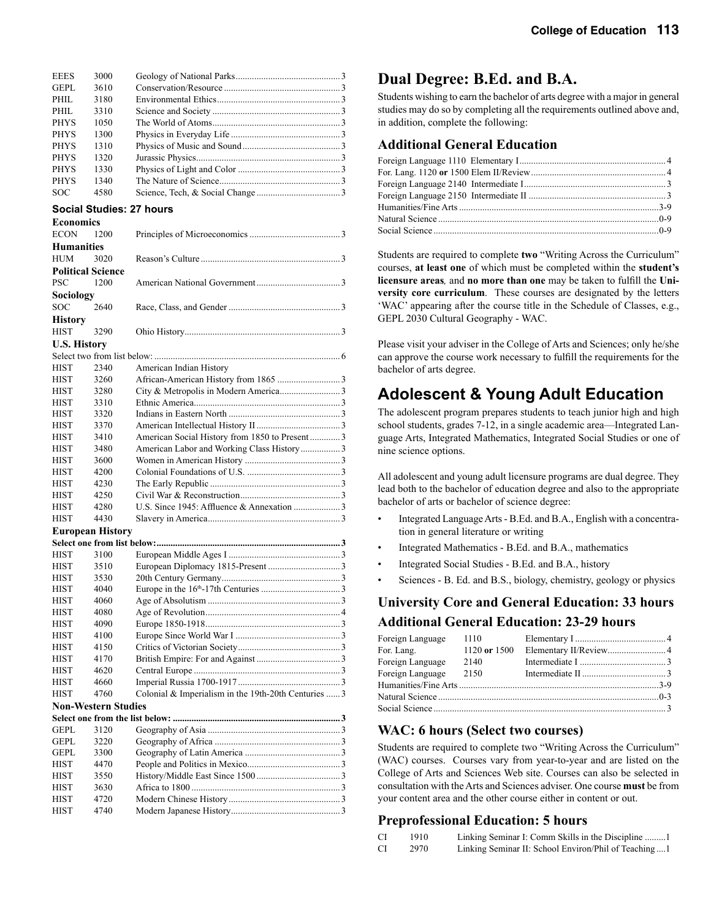| | | | |
|---|---|---|---|
| EEES | 3000 | Geology of National Parks | 3 |
| GEPL | 3610 | Conservation/Resource | 3 |
| PHIL | 3180 | Environmental Ethics | 3 |
| PHIL | 3310 | Science and Society | 3 |
| PHYS | 1050 | The World of Atoms | 3 |
| PHYS | 1300 | Physics in Everyday Life | 3 |
| PHYS | 1310 | Physics of Music and Sound | 3 |
| PHYS | 1320 | Jurassic Physics | 3 |
| PHYS | 1330 | Physics of Light and Color | 3 |
| PHYS | 1340 | The Nature of Science | 3 |
| SOC | 4580 | Science, Tech, & Social Change | 3 |

### Social Studies: 27 hours

**Economics**

| | | | |
|---|---|---|---|
| ECON | 1200 | Principles of Microeconomics | 3 |

**Humanities**

| | | | |
|---|---|---|---|
| HUM | 3020 | Reason's Culture | 3 |

**Political Science**

| | | | |
|---|---|---|---|
| PSC | 1200 | American National Government | 3 |

**Sociology**

| | | | |
|---|---|---|---|
| SOC | 2640 | Race, Class, and Gender | 3 |

**History**

| | | | |
|---|---|---|---|
| HIST | 3290 | Ohio History | 3 |

**U.S. History**

Select two from list below: 6

| | | | |
|---|---|---|---|
| HIST | 2340 | American Indian History | |
| HIST | 3260 | African-American History from 1865 | 3 |
| HIST | 3280 | City & Metropolis in Modern America | 3 |
| HIST | 3310 | Ethnic America | 3 |
| HIST | 3320 | Indians in Eastern North | 3 |
| HIST | 3370 | American Intellectual History II | 3 |
| HIST | 3410 | American Social History from 1850 to Present | 3 |
| HIST | 3480 | American Labor and Working Class History | 3 |
| HIST | 3600 | Women in American History | 3 |
| HIST | 4200 | Colonial Foundations of U.S. | 3 |
| HIST | 4230 | The Early Republic | 3 |
| HIST | 4250 | Civil War & Reconstruction | 3 |
| HIST | 4280 | U.S. Since 1945: Affluence & Annexation | 3 |
| HIST | 4430 | Slavery in America | 3 |

**European History**

**Select one from list below: 3**

| | | | |
|---|---|---|---|
| HIST | 3100 | European Middle Ages I | 3 |
| HIST | 3510 | European Diplomacy 1815-Present | 3 |
| HIST | 3530 | 20th Century Germany | 3 |
| HIST | 4040 | Europe in the 16th-17th Centuries | 3 |
| HIST | 4060 | Age of Absolutism | 3 |
| HIST | 4080 | Age of Revolution | 4 |
| HIST | 4090 | Europe 1850-1918 | 3 |
| HIST | 4100 | Europe Since World War I | 3 |
| HIST | 4150 | Critics of Victorian Society | 3 |
| HIST | 4170 | British Empire: For and Against | 3 |
| HIST | 4620 | Central Europe | 3 |
| HIST | 4660 | Imperial Russia 1700-1917 | 3 |
| HIST | 4760 | Colonial & Imperialism in the 19th-20th Centuries | 3 |

**Non-Western Studies**

**Select one from the list below: 3**

| | | | |
|---|---|---|---|
| GEPL | 3120 | Geography of Asia | 3 |
| GEPL | 3220 | Geography of Africa | 3 |
| GEPL | 3300 | Geography of Latin America | 3 |
| HIST | 4470 | People and Politics in Mexico | 3 |
| HIST | 3550 | History/Middle East Since 1500 | 3 |
| HIST | 3630 | Africa to 1800 | 3 |
| HIST | 4720 | Modern Chinese History | 3 |
| HIST | 4740 | Modern Japanese History | 3 |

## Dual Degree: B.Ed. and B.A.

Students wishing to earn the bachelor of arts degree with a major in general studies may do so by completing all the requirements outlined above and, in addition, complete the following:

### Additional General Education

| | |
|---|---|
| Foreign Language 1110 Elementary I | 4 |
| For. Lang. 1120 **or** 1500 Elem II/Review | 4 |
| Foreign Language 2140 Intermediate I | 3 |
| Foreign Language 2150 Intermediate II | 3 |
| Humanities/Fine Arts | 3-9 |
| Natural Science | 0-9 |
| Social Science | 0-9 |

Students are required to complete **two** "Writing Across the Curriculum" courses, **at least one** of which must be completed within the **student's licensure areas**, and **no more than one** may be taken to fulfill the **University core curriculum**. These courses are designated by the letters 'WAC' appearing after the course title in the Schedule of Classes, e.g., GEPL 2030 Cultural Geography - WAC.

Please visit your adviser in the College of Arts and Sciences; only he/she can approve the course work necessary to fulfill the requirements for the bachelor of arts degree.

## Adolescent & Young Adult Education

The adolescent program prepares students to teach junior high and high school students, grades 7-12, in a single academic area—Integrated Language Arts, Integrated Mathematics, Integrated Social Studies or one of nine science options.

All adolescent and young adult licensure programs are dual degree. They lead both to the bachelor of education degree and also to the appropriate bachelor of arts or bachelor of science degree:

- Integrated Language Arts - B.Ed. and B.A., English with a concentration in general literature or writing
- Integrated Mathematics - B.Ed. and B.A., mathematics
- Integrated Social Studies - B.Ed. and B.A., history
- Sciences - B. Ed. and B.S., biology, chemistry, geology or physics

### University Core and General Education: 33 hours

### Additional General Education: 23-29 hours

| | | | |
|---|---|---|---|
| Foreign Language | 1110 | Elementary I | 4 |
| For. Lang. | 1120 **or** 1500 | Elementary II/Review | 4 |
| Foreign Language | 2140 | Intermediate I | 3 |
| Foreign Language | 2150 | Intermediate II | 3 |
| Humanities/Fine Arts | | | 3-9 |
| Natural Science | | | 0-3 |
| Social Science | | | 3 |

### WAC: 6 hours (Select two courses)

Students are required to complete two "Writing Across the Curriculum" (WAC) courses. Courses vary from year-to-year and are listed on the College of Arts and Sciences Web site. Courses can also be selected in consultation with the Arts and Sciences adviser. One course **must** be from your content area and the other course either in content or out.

### Preprofessional Education: 5 hours

| | | | |
|---|---|---|---|
| CI | 1910 | Linking Seminar I: Comm Skills in the Discipline | 1 |
| CI | 2970 | Linking Seminar II: School Environ/Phil of Teaching | 1 |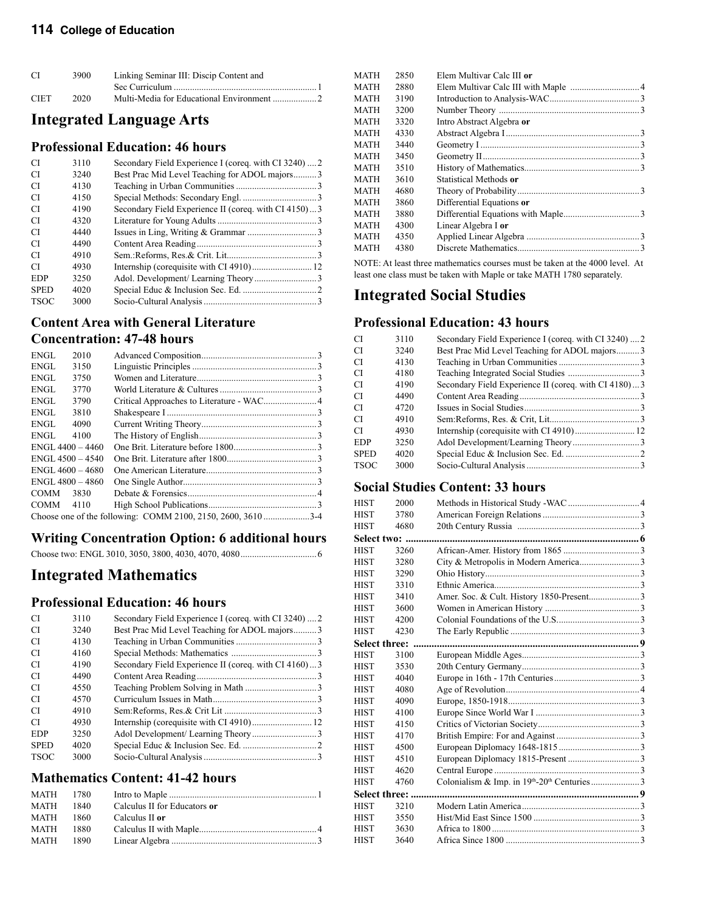| | | | |
|---|---|---|---|
| CI | 3900 | Linking Seminar III: Discip Content and Sec Curriculum | 1 |
| CIET | 2020 | Multi-Media for Educational Environment | 2 |

# Integrated Language Arts

## Professional Education: 46 hours

| | | | |
|---|---|---|---|
| CI | 3110 | Secondary Field Experience I (coreq. with CI 3240) | 2 |
| CI | 3240 | Best Prac Mid Level Teaching for ADOL majors | 3 |
| CI | 4130 | Teaching in Urban Communities | 3 |
| CI | 4150 | Special Methods: Secondary Engl. | 3 |
| CI | 4190 | Secondary Field Experience II (coreq. with CI 4150) | 3 |
| CI | 4320 | Literature for Young Adults | 3 |
| CI | 4440 | Issues in Ling, Writing & Grammar | 3 |
| CI | 4490 | Content Area Reading | 3 |
| CI | 4910 | Sem.:Reforms, Res.& Crit. Lit. | 3 |
| CI | 4930 | Internship (corequisite with CI 4910) | 12 |
| EDP | 3250 | Adol. Development/ Learning Theory | 3 |
| SPED | 4020 | Special Educ & Inclusion Sec. Ed. | 2 |
| TSOC | 3000 | Socio-Cultural Analysis | 3 |

## Content Area with General Literature Concentration: 47-48 hours

| | | | |
|---|---|---|---|
| ENGL | 2010 | Advanced Composition | 3 |
| ENGL | 3150 | Linguistic Principles | 3 |
| ENGL | 3750 | Women and Literature | 3 |
| ENGL | 3770 | World Literature & Cultures | 3 |
| ENGL | 3790 | Critical Approaches to Literature - WAC | 4 |
| ENGL | 3810 | Shakespeare I | 3 |
| ENGL | 4090 | Current Writing Theory | 3 |
| ENGL | 4100 | The History of English | 3 |
| ENGL 4400 – 4460 | | One Brit. Literature before 1800 | 3 |
| ENGL 4500 – 4540 | | One Brit. Literature after 1800 | 3 |
| ENGL 4600 – 4680 | | One American Literature | 3 |
| ENGL 4800 – 4860 | | One Single Author | 3 |
| COMM | 3830 | Debate & Forensics | 4 |
| COMM | 4110 | High School Publications | 3 |

Choose one of the following: COMM 2100, 2150, 2600, 3610 ....3-4

## Writing Concentration Option: 6 additional hours

Choose two: ENGL 3010, 3050, 3800, 4030, 4070, 4080 ....6

# Integrated Mathematics

## Professional Education: 46 hours

| | | | |
|---|---|---|---|
| CI | 3110 | Secondary Field Experience I (coreq. with CI 3240) | 2 |
| CI | 3240 | Best Prac Mid Level Teaching for ADOL majors | 3 |
| CI | 4130 | Teaching in Urban Communities | 3 |
| CI | 4160 | Special Methods: Mathematics | 3 |
| CI | 4190 | Secondary Field Experience II (coreq. with CI 4160) | 3 |
| CI | 4490 | Content Area Reading | 3 |
| CI | 4550 | Teaching Problem Solving in Math | 3 |
| CI | 4570 | Curriculum Issues in Math | 3 |
| CI | 4910 | Sem:Reforms, Res.& Crit Lit | 3 |
| CI | 4930 | Internship (corequisite with CI 4910) | 12 |
| EDP | 3250 | Adol Development/ Learning Theory | 3 |
| SPED | 4020 | Special Educ & Inclusion Sec. Ed. | 2 |
| TSOC | 3000 | Socio-Cultural Analysis | 3 |

## Mathematics Content: 41-42 hours

| | | | |
|---|---|---|---|
| MATH | 1780 | Intro to Maple | 1 |
| MATH | 1840 | Calculus II for Educators **or** | |
| MATH | 1860 | Calculus II **or** | |
| MATH | 1880 | Calculus II with Maple | 4 |
| MATH | 1890 | Linear Algebra | 3 |
| MATH | 2850 | Elem Multivar Calc III **or** | |
| MATH | 2880 | Elem Multivar Calc III with Maple | 4 |
| MATH | 3190 | Introduction to Analysis-WAC | 3 |
| MATH | 3200 | Number Theory | 3 |
| MATH | 3320 | Intro Abstract Algebra **or** | |
| MATH | 4330 | Abstract Algebra I | 3 |
| MATH | 3440 | Geometry I | 3 |
| MATH | 3450 | Geometry II | 3 |
| MATH | 3510 | History of Mathematics | 3 |
| MATH | 3610 | Statistical Methods **or** | |
| MATH | 4680 | Theory of Probability | 3 |
| MATH | 3860 | Differential Equations **or** | |
| MATH | 3880 | Differential Equations with Maple | 3 |
| MATH | 4300 | Linear Algebra I **or** | |
| MATH | 4350 | Applied Linear Algebra | 3 |
| MATH | 4380 | Discrete Mathematics | 3 |

NOTE: At least three mathematics courses must be taken at the 4000 level. At least one class must be taken with Maple or take MATH 1780 separately.

# Integrated Social Studies

## Professional Education: 43 hours

| | | | |
|---|---|---|---|
| CI | 3110 | Secondary Field Experience I (coreq. with CI 3240) | 2 |
| CI | 3240 | Best Prac Mid Level Teaching for ADOL majors | 3 |
| CI | 4130 | Teaching in Urban Communities | 3 |
| CI | 4180 | Teaching Integrated Social Studies | 3 |
| CI | 4190 | Secondary Field Experience II (coreq. with CI 4180) | 3 |
| CI | 4490 | Content Area Reading | 3 |
| CI | 4720 | Issues in Social Studies | 3 |
| CI | 4910 | Sem:Reforms, Res. & Crit, Lit. | 3 |
| CI | 4930 | Internship (corequisite with CI 4910) | 12 |
| EDP | 3250 | Adol Development/Learning Theory | 3 |
| SPED | 4020 | Special Educ & Inclusion Sec. Ed. | 2 |
| TSOC | 3000 | Socio-Cultural Analysis | 3 |

## Social Studies Content: 33 hours

| | | | |
|---|---|---|---|
| HIST | 2000 | Methods in Historical Study -WAC | 4 |
| HIST | 3780 | American Foreign Relations | 3 |
| HIST | 4680 | 20th Century Russia | 3 |
| **Select two:** | | | **6** |
| HIST | 3260 | African-Amer. History from 1865 | 3 |
| HIST | 3280 | City & Metropolis in Modern America | 3 |
| HIST | 3290 | Ohio History | 3 |
| HIST | 3310 | Ethnic America | 3 |
| HIST | 3410 | Amer. Soc. & Cult. History 1850-Present | 3 |
| HIST | 3600 | Women in American History | 3 |
| HIST | 4200 | Colonial Foundations of the U.S. | 3 |
| HIST | 4230 | The Early Republic | 3 |
| **Select three:** | | | **9** |
| HIST | 3100 | European Middle Ages | 3 |
| HIST | 3530 | 20th Century Germany | 3 |
| HIST | 4040 | Europe in 16th - 17th Centuries | 3 |
| HIST | 4080 | Age of Revolution | 4 |
| HIST | 4090 | Europe, 1850-1918 | 3 |
| HIST | 4100 | Europe Since World War I | 3 |
| HIST | 4150 | Critics of Victorian Society | 3 |
| HIST | 4170 | British Empire: For and Against | 3 |
| HIST | 4500 | European Diplomacy 1648-1815 | 3 |
| HIST | 4510 | European Diplomacy 1815-Present | 3 |
| HIST | 4620 | Central Europe | 3 |
| HIST | 4760 | Colonialism & Imp. in 19th-20th Centuries | 3 |
| **Select three:** | | | **9** |
| HIST | 3210 | Modern Latin America | 3 |
| HIST | 3550 | Hist/Mid East Since 1500 | 3 |
| HIST | 3630 | Africa to 1800 | 3 |
| HIST | 3640 | Africa Since 1800 | 3 |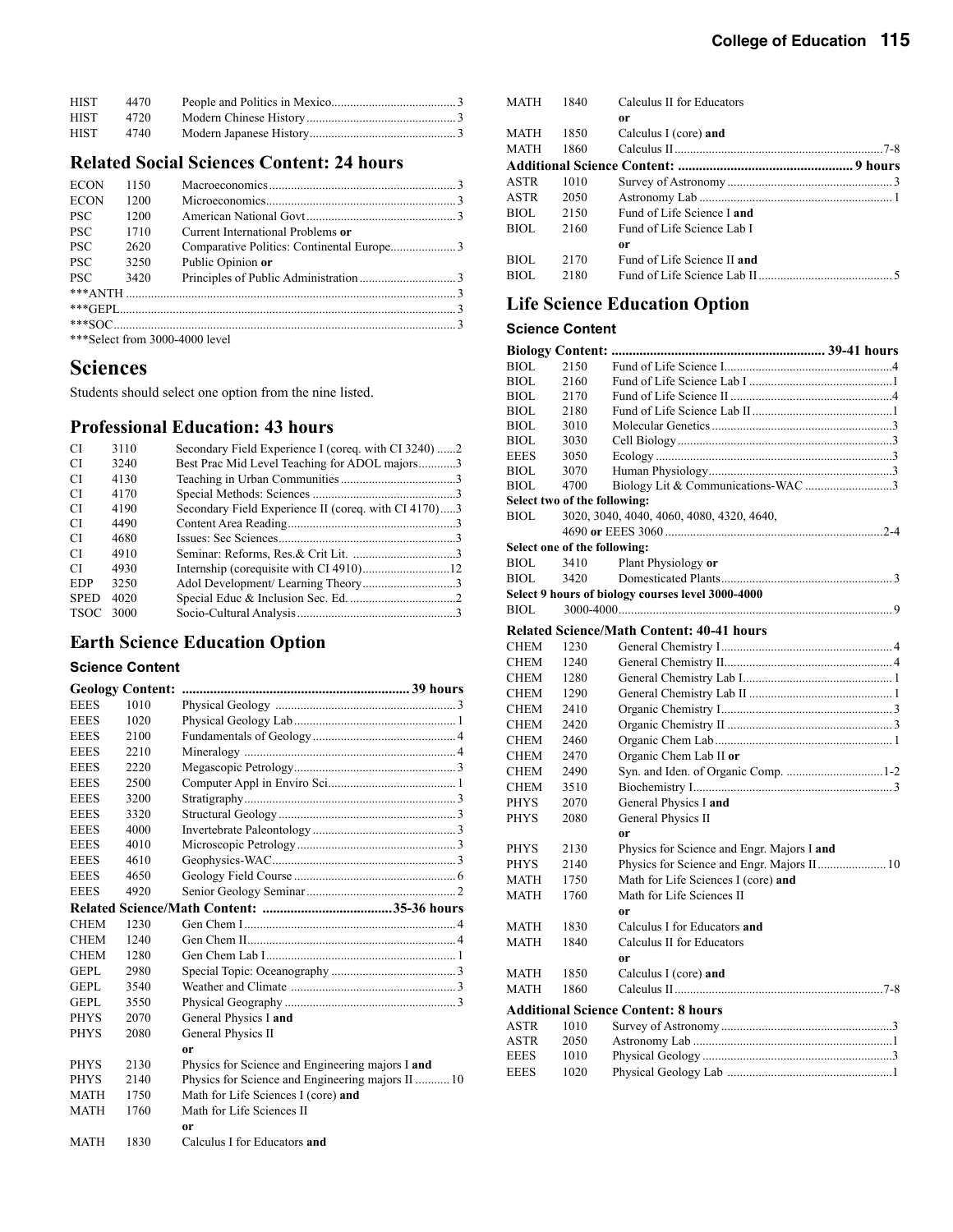| | | | |
|---|---|---|---|
| HIST | 4470 | People and Politics in Mexico | 3 |
| HIST | 4720 | Modern Chinese History | 3 |
| HIST | 4740 | Modern Japanese History | 3 |

### Related Social Sciences Content: 24 hours

| | | | |
|---|---|---|---|
| ECON | 1150 | Macroeconomics | 3 |
| ECON | 1200 | Microeconomics | 3 |
| PSC | 1200 | American National Govt | 3 |
| PSC | 1710 | Current International Problems **or** | |
| PSC | 2620 | Comparative Politics: Continental Europe | 3 |
| PSC | 3250 | Public Opinion **or** | |
| PSC | 3420 | Principles of Public Administration | 3 |
| ***ANTH | | | 3 |
| ***GEPL | | | 3 |
| ***SOC | | | 3 |

***Select from 3000-4000 level

## Sciences

Students should select one option from the nine listed.

### Professional Education: 43 hours

| | | | |
|---|---|---|---|
| CI | 3110 | Secondary Field Experience I (coreq. with CI 3240) | 2 |
| CI | 3240 | Best Prac Mid Level Teaching for ADOL majors | 3 |
| CI | 4130 | Teaching in Urban Communities | 3 |
| CI | 4170 | Special Methods: Sciences | 3 |
| CI | 4190 | Secondary Field Experience II (coreq. with CI 4170) | 3 |
| CI | 4490 | Content Area Reading | 3 |
| CI | 4680 | Issues: Sec Reforms | 3 |
| CI | 4910 | Seminar: Reforms, Res.& Crit Lit. | 3 |
| CI | 4930 | Internship (corequisite with CI 4910) | 12 |
| EDP | 3250 | Adol Development/ Learning Theory | 3 |
| SPED | 4020 | Special Educ & Inclusion Sec. Ed. | 2 |
| TSOC | 3000 | Socio-Cultural Analysis | 3 |

### Earth Science Education Option

#### Science Content

| | | | |
|---|---|---|---|
| **Geology Content:** | | | **39 hours** |
| EEES | 1010 | Physical Geology | 3 |
| EEES | 1020 | Physical Geology Lab | 1 |
| EEES | 2100 | Fundamentals of Geology | 4 |
| EEES | 2210 | Mineralogy | 4 |
| EEES | 2220 | Megascopic Petrology | 3 |
| EEES | 2500 | Computer Appl in Enviro Sci | 1 |
| EEES | 3200 | Stratigraphy | 3 |
| EEES | 3320 | Structural Geology | 3 |
| EEES | 4000 | Invertebrate Paleontology | 3 |
| EEES | 4010 | Microscopic Petrology | 3 |
| EEES | 4610 | Geophysics-WAC | 3 |
| EEES | 4650 | Geology Field Course | 6 |
| EEES | 4920 | Senior Geology Seminar | 2 |
| **Related Science/Math Content:** | | | **35-36 hours** |
| CHEM | 1230 | Gen Chem I | 4 |
| CHEM | 1240 | Gen Chem II | 4 |
| CHEM | 1280 | Gen Chem Lab I | 1 |
| GEPL | 2980 | Special Topic: Oceanography | 3 |
| GEPL | 3540 | Weather and Climate | 3 |
| GEPL | 3550 | Physical Geography | 3 |
| PHYS | 2070 | General Physics I **and** | |
| PHYS | 2080 | General Physics II | |
| | | **or** | |
| PHYS | 2130 | Physics for Science and Engineering majors I **and** | |
| PHYS | 2140 | Physics for Science and Engineering majors II | 10 |
| MATH | 1750 | Math for Life Sciences I (core) **and** | |
| MATH | 1760 | Math for Life Sciences II | |
| | | **or** | |
| MATH | 1830 | Calculus I for Educators **and** | |
| MATH | 1840 | Calculus II for Educators | |
| | | **or** | |
| MATH | 1850 | Calculus I (core) **and** | |
| MATH | 1860 | Calculus II | 7-8 |
| **Additional Science Content:** | | | **9 hours** |
| ASTR | 1010 | Survey of Astronomy | 3 |
| ASTR | 2050 | Astronomy Lab | 1 |
| BIOL | 2150 | Fund of Life Science I **and** | |
| BIOL | 2160 | Fund of Life Science Lab I | |
| | | **or** | |
| BIOL | 2170 | Fund of Life Science II **and** | |
| BIOL | 2180 | Fund of Life Science Lab II | 5 |

### Life Science Education Option

#### Science Content

| | | | |
|---|---|---|---|
| **Biology Content:** | | | **39-41 hours** |
| BIOL | 2150 | Fund of Life Science I | 4 |
| BIOL | 2160 | Fund of Life Science Lab I | 1 |
| BIOL | 2170 | Fund of Life Science II | 4 |
| BIOL | 2180 | Fund of Life Science Lab II | 1 |
| BIOL | 3010 | Molecular Genetics | 3 |
| BIOL | 3030 | Cell Biology | 3 |
| EEES | 3050 | Ecology | 3 |
| BIOL | 3070 | Human Physiology | 3 |
| BIOL | 4700 | Biology Lit & Communications-WAC | 3 |
| **Select two of the following:** | | | |
| BIOL | 3020, 3040, 4040, 4060, 4080, 4320, 4640, 4690 **or** EEES 3060 | | 2-4 |
| **Select one of the following:** | | | |
| BIOL | 3410 | Plant Physiology **or** | |
| BIOL | 3420 | Domesticated Plants | 3 |
| **Select 9 hours of biology courses level 3000-4000** | | | |
| BIOL | 3000-4000 | | 9 |
| **Related Science/Math Content: 40-41 hours** | | | |
| CHEM | 1230 | General Chemistry I | 4 |
| CHEM | 1240 | General Chemistry II | 4 |
| CHEM | 1280 | General Chemistry Lab I | 1 |
| CHEM | 1290 | General Chemistry Lab II | 1 |
| CHEM | 2410 | Organic Chemistry I | 3 |
| CHEM | 2420 | Organic Chemistry II | 3 |
| CHEM | 2460 | Organic Chem Lab | 1 |
| CHEM | 2470 | Organic Chem Lab II **or** | |
| CHEM | 2490 | Syn. and Iden. of Organic Comp. | 1-2 |
| CHEM | 3510 | Biochemistry I | 3 |
| PHYS | 2070 | General Physics I **and** | |
| PHYS | 2080 | General Physics II | |
| | | **or** | |
| PHYS | 2130 | Physics for Science and Engr. Majors I **and** | |
| PHYS | 2140 | Physics for Science and Engr. Majors II | 10 |
| MATH | 1750 | Math for Life Sciences I (core) **and** | |
| MATH | 1760 | Math for Life Sciences II | |
| | | **or** | |
| MATH | 1830 | Calculus I for Educators **and** | |
| MATH | 1840 | Calculus II for Educators | |
| | | **or** | |
| MATH | 1850 | Calculus I (core) **and** | |
| MATH | 1860 | Calculus II | 7-8 |
| **Additional Science Content: 8 hours** | | | |
| ASTR | 1010 | Survey of Astronomy | 3 |
| ASTR | 2050 | Astronomy Lab | 1 |
| EEES | 1010 | Physical Geology | 3 |
| EEES | 1020 | Physical Geology Lab | 1 |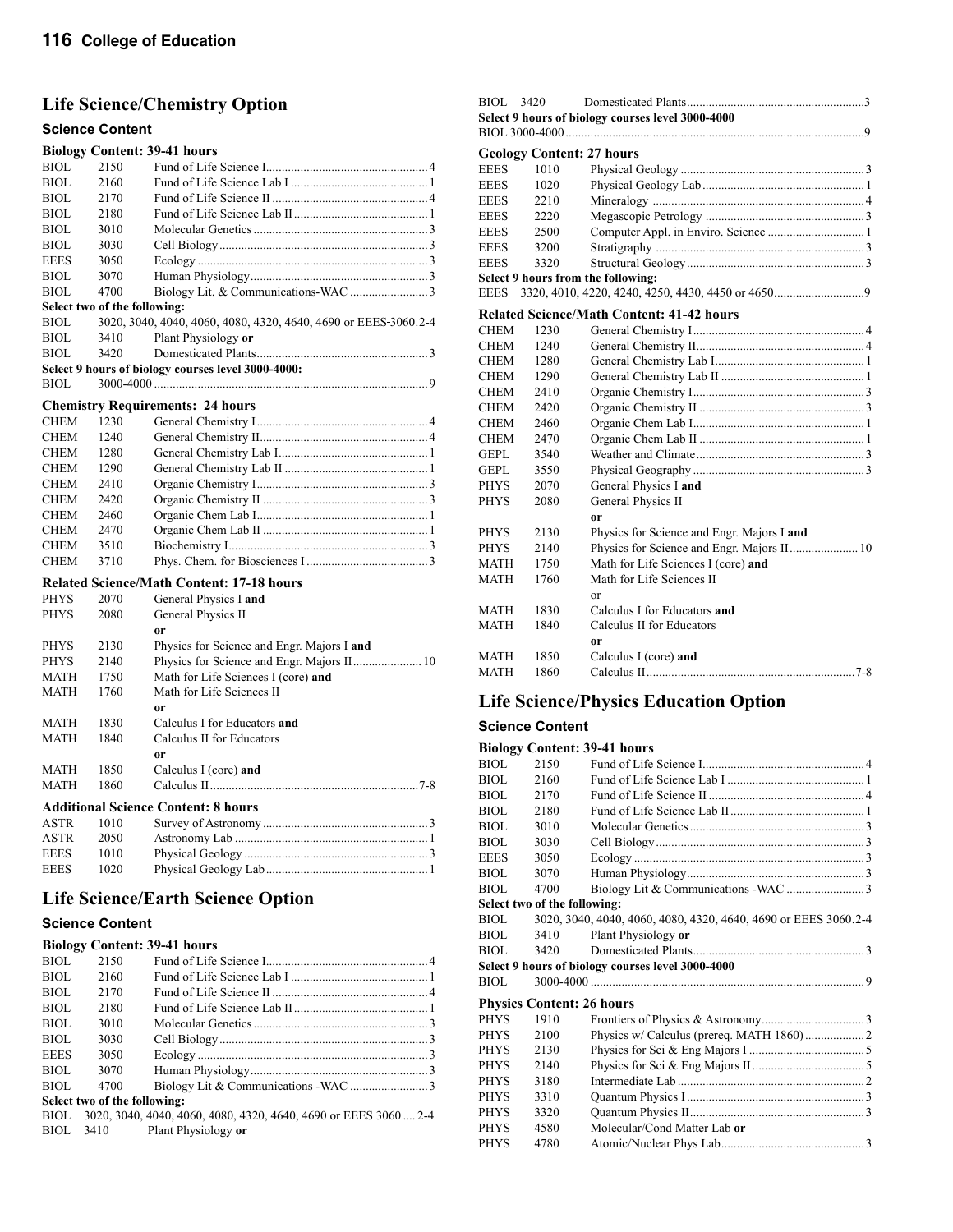## Life Science/Chemistry Option

### Science Content

**Biology Content: 39-41 hours**

| | | | |
|---|---|---|---|
| BIOL | 2150 | Fund of Life Science I | 4 |
| BIOL | 2160 | Fund of Life Science Lab I | 1 |
| BIOL | 2170 | Fund of Life Science II | 4 |
| BIOL | 2180 | Fund of Life Science Lab II | 1 |
| BIOL | 3010 | Molecular Genetics | 3 |
| BIOL | 3030 | Cell Biology | 3 |
| EEES | 3050 | Ecology | 3 |
| BIOL | 3070 | Human Physiology | 3 |
| BIOL | 4700 | Biology Lit. & Communications-WAC | 3 |

**Select two of the following:**

| | | | |
|---|---|---|---|
| BIOL | 3020, 3040, 4040, 4060, 4080, 4320, 4640, 4690 or EEES 3060 | | 2-4 |
| BIOL | 3410 | Plant Physiology **or** | |
| BIOL | 3420 | Domesticated Plants | 3 |

**Select 9 hours of biology courses level 3000-4000:**

| | | | |
|---|---|---|---|
| BIOL | 3000-4000 | | 9 |

**Chemistry Requirements: 24 hours**

| | | | |
|---|---|---|---|
| CHEM | 1230 | General Chemistry I | 4 |
| CHEM | 1240 | General Chemistry II | 4 |
| CHEM | 1280 | General Chemistry Lab I | 1 |
| CHEM | 1290 | General Chemistry Lab II | 1 |
| CHEM | 2410 | Organic Chemistry I | 3 |
| CHEM | 2420 | Organic Chemistry II | 3 |
| CHEM | 2460 | Organic Chem Lab I | 1 |
| CHEM | 2470 | Organic Chem Lab II | 1 |
| CHEM | 3510 | Biochemistry I | 3 |
| CHEM | 3710 | Phys. Chem. for Biosciences I | 3 |

**Related Science/Math Content: 17-18 hours**

| | | | |
|---|---|---|---|
| PHYS | 2070 | General Physics I **and** | |
| PHYS | 2080 | General Physics II | |
| | | **or** | |
| PHYS | 2130 | Physics for Science and Engr. Majors I **and** | |
| PHYS | 2140 | Physics for Science and Engr. Majors II | 10 |
| MATH | 1750 | Math for Life Sciences I (core) **and** | |
| MATH | 1760 | Math for Life Sciences II | |
| | | **or** | |
| MATH | 1830 | Calculus I for Educators **and** | |
| MATH | 1840 | Calculus II for Educators | |
| | | **or** | |
| MATH | 1850 | Calculus I (core) **and** | |
| MATH | 1860 | Calculus II | 7-8 |

**Additional Science Content: 8 hours**

| | | | |
|---|---|---|---|
| ASTR | 1010 | Survey of Astronomy | 3 |
| ASTR | 2050 | Astronomy Lab | 1 |
| EEES | 1010 | Physical Geology | 3 |
| EEES | 1020 | Physical Geology Lab | 1 |

## Life Science/Earth Science Option

### Science Content

**Biology Content: 39-41 hours**

| | | | |
|---|---|---|---|
| BIOL | 2150 | Fund of Life Science I | 4 |
| BIOL | 2160 | Fund of Life Science Lab I | 1 |
| BIOL | 2170 | Fund of Life Science II | 4 |
| BIOL | 2180 | Fund of Life Science Lab II | 1 |
| BIOL | 3010 | Molecular Genetics | 3 |
| BIOL | 3030 | Cell Biology | 3 |
| EEES | 3050 | Ecology | 3 |
| BIOL | 3070 | Human Physiology | 3 |
| BIOL | 4700 | Biology Lit & Communications -WAC | 3 |

**Select two of the following:**

| | | | |
|---|---|---|---|
| BIOL | 3020, 3040, 4040, 4060, 4080, 4320, 4640, 4690 or EEES 3060 | | 2-4 |
| BIOL | 3410 | Plant Physiology **or** | |
| BIOL | 3420 | Domesticated Plants | 3 |

**Select 9 hours of biology courses level 3000-4000**

| | | | |
|---|---|---|---|
| BIOL | 3000-4000 | | 9 |

**Geology Content: 27 hours**

| | | | |
|---|---|---|---|
| EEES | 1010 | Physical Geology | 3 |
| EEES | 1020 | Physical Geology Lab | 1 |
| EEES | 2210 | Mineralogy | 4 |
| EEES | 2220 | Megascopic Petrology | 3 |
| EEES | 2500 | Computer Appl. in Enviro. Science | 1 |
| EEES | 3200 | Stratigraphy | 3 |
| EEES | 3320 | Structural Geology | 3 |

**Select 9 hours from the following:**

| | | | |
|---|---|---|---|
| EEES | 3320, 4010, 4220, 4240, 4250, 4430, 4450 or 4650 | | 9 |

**Related Science/Math Content: 41-42 hours**

| | | | |
|---|---|---|---|
| CHEM | 1230 | General Chemistry I | 4 |
| CHEM | 1240 | General Chemistry II | 4 |
| CHEM | 1280 | General Chemistry Lab I | 1 |
| CHEM | 1290 | General Chemistry Lab II | 1 |
| CHEM | 2410 | Organic Chemistry I | 3 |
| CHEM | 2420 | Organic Chemistry II | 3 |
| CHEM | 2460 | Organic Chem Lab I | 1 |
| CHEM | 2470 | Organic Chem Lab II | 1 |
| GEPL | 3540 | Weather and Climate | 3 |
| GEPL | 3550 | Physical Geography | 3 |
| PHYS | 2070 | General Physics I **and** | |
| PHYS | 2080 | General Physics II | |
| | | **or** | |
| PHYS | 2130 | Physics for Science and Engr. Majors I **and** | |
| PHYS | 2140 | Physics for Science and Engr. Majors II | 10 |
| MATH | 1750 | Math for Life Sciences I (core) **and** | |
| MATH | 1760 | Math for Life Sciences II | |
| | | or | |
| MATH | 1830 | Calculus I for Educators **and** | |
| MATH | 1840 | Calculus II for Educators | |
| | | **or** | |
| MATH | 1850 | Calculus I (core) **and** | |
| MATH | 1860 | Calculus II | 7-8 |

## Life Science/Physics Education Option

### Science Content

**Biology Content: 39-41 hours**

| | | | |
|---|---|---|---|
| BIOL | 2150 | Fund of Life Science I | 4 |
| BIOL | 2160 | Fund of Life Science Lab I | 1 |
| BIOL | 2170 | Fund of Life Science II | 4 |
| BIOL | 2180 | Fund of Life Science Lab II | 1 |
| BIOL | 3010 | Molecular Genetics | 3 |
| BIOL | 3030 | Cell Biology | 3 |
| EEES | 3050 | Ecology | 3 |
| BIOL | 3070 | Human Physiology | 3 |
| BIOL | 4700 | Biology Lit & Communications -WAC | 3 |

**Select two of the following:**

| | | | |
|---|---|---|---|
| BIOL | 3020, 3040, 4040, 4060, 4080, 4320, 4640, 4690 or EEES 3060 | | 2-4 |
| BIOL | 3410 | Plant Physiology **or** | |
| BIOL | 3420 | Domesticated Plants | 3 |

**Select 9 hours of biology courses level 3000-4000**

| | | | |
|---|---|---|---|
| BIOL | 3000-4000 | | 9 |

**Physics Content: 26 hours**

| | | | |
|---|---|---|---|
| PHYS | 1910 | Frontiers of Physics & Astronomy | 3 |
| PHYS | 2100 | Physics w/ Calculus (prereq. MATH 1860) | 2 |
| PHYS | 2130 | Physics for Sci & Eng Majors I | 5 |
| PHYS | 2140 | Physics for Sci & Eng Majors II | 5 |
| PHYS | 3180 | Intermediate Lab | 2 |
| PHYS | 3310 | Quantum Physics I | 3 |
| PHYS | 3320 | Quantum Physics II | 3 |
| PHYS | 4580 | Molecular/Cond Matter Lab **or** | |
| PHYS | 4780 | Atomic/Nuclear Phys Lab | 3 |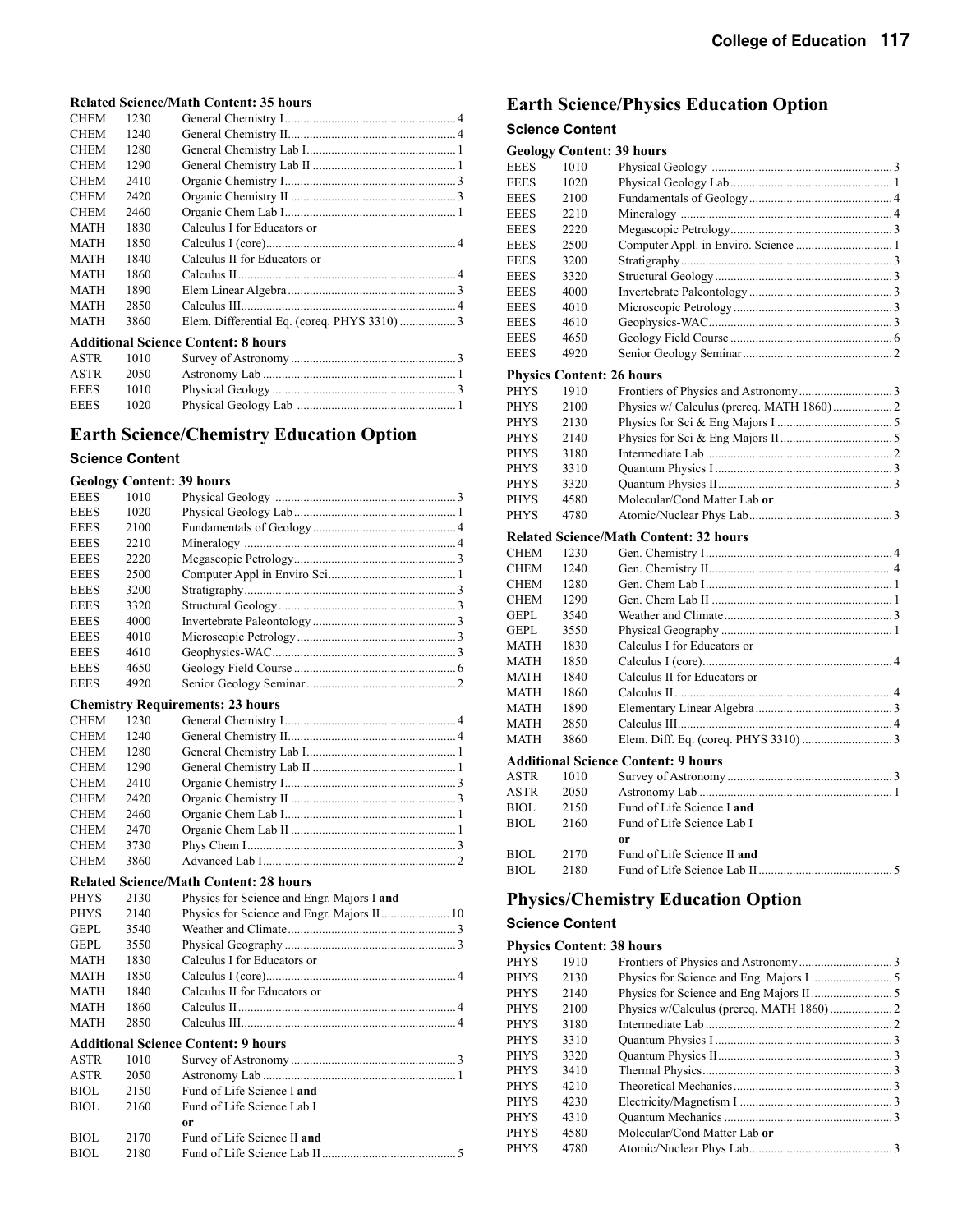**Related Science/Math Content: 35 hours**

| | | | |
|---|---|---|---|
| CHEM | 1230 | General Chemistry I | 4 |
| CHEM | 1240 | General Chemistry II | 4 |
| CHEM | 1280 | General Chemistry Lab I | 1 |
| CHEM | 1290 | General Chemistry Lab II | 1 |
| CHEM | 2410 | Organic Chemistry I | 3 |
| CHEM | 2420 | Organic Chemistry II | 3 |
| CHEM | 2460 | Organic Chem Lab I | 1 |
| MATH | 1830 | Calculus I for Educators or | |
| MATH | 1850 | Calculus I (core) | 4 |
| MATH | 1840 | Calculus II for Educators or | |
| MATH | 1860 | Calculus II | 4 |
| MATH | 1890 | Elem Linear Algebra | 3 |
| MATH | 2850 | Calculus III | 4 |
| MATH | 3860 | Elem. Differential Eq. (coreq. PHYS 3310) | 3 |

**Additional Science Content: 8 hours**

| | | | |
|---|---|---|---|
| ASTR | 1010 | Survey of Astronomy | 3 |
| ASTR | 2050 | Astronomy Lab | 1 |
| EEES | 1010 | Physical Geology | 3 |
| EEES | 1020 | Physical Geology Lab | 1 |

## Earth Science/Chemistry Education Option

### Science Content

**Geology Content: 39 hours**

| | | | |
|---|---|---|---|
| EEES | 1010 | Physical Geology | 3 |
| EEES | 1020 | Physical Geology Lab | 1 |
| EEES | 2100 | Fundamentals of Geology | 4 |
| EEES | 2210 | Mineralogy | 4 |
| EEES | 2220 | Megascopic Petrology | 3 |
| EEES | 2500 | Computer Appl in Enviro Sci | 1 |
| EEES | 3200 | Stratigraphy | 3 |
| EEES | 3320 | Structural Geology | 3 |
| EEES | 4000 | Invertebrate Paleontology | 3 |
| EEES | 4010 | Microscopic Petrology | 3 |
| EEES | 4610 | Geophysics-WAC | 3 |
| EEES | 4650 | Geology Field Course | 6 |
| EEES | 4920 | Senior Geology Seminar | 2 |

**Chemistry Requirements: 23 hours**

| | | | |
|---|---|---|---|
| CHEM | 1230 | General Chemistry I | 4 |
| CHEM | 1240 | General Chemistry II | 4 |
| CHEM | 1280 | General Chemistry Lab I | 1 |
| CHEM | 1290 | General Chemistry Lab II | 1 |
| CHEM | 2410 | Organic Chemistry I | 3 |
| CHEM | 2420 | Organic Chemistry II | 3 |
| CHEM | 2460 | Organic Chem Lab I | 1 |
| CHEM | 2470 | Organic Chem Lab II | 1 |
| CHEM | 3730 | Phys Chem I | 3 |
| CHEM | 3860 | Advanced Lab I | 2 |

**Related Science/Math Content: 28 hours**

| | | | |
|---|---|---|---|
| PHYS | 2130 | Physics for Science and Engr. Majors I **and** | |
| PHYS | 2140 | Physics for Science and Engr. Majors II | 10 |
| GEPL | 3540 | Weather and Climate | 3 |
| GEPL | 3550 | Physical Geography | 3 |
| MATH | 1830 | Calculus I for Educators or | |
| MATH | 1850 | Calculus I (core) | 4 |
| MATH | 1840 | Calculus II for Educators or | |
| MATH | 1860 | Calculus II | 4 |
| MATH | 2850 | Calculus III | 4 |

**Additional Science Content: 9 hours**

| | | | |
|---|---|---|---|
| ASTR | 1010 | Survey of Astronomy | 3 |
| ASTR | 2050 | Astronomy Lab | 1 |
| BIOL | 2150 | Fund of Life Science I **and** | |
| BIOL | 2160 | Fund of Life Science Lab I | |
| | | **or** | |
| BIOL | 2170 | Fund of Life Science II **and** | |
| BIOL | 2180 | Fund of Life Science Lab II | 5 |

## Earth Science/Physics Education Option

### Science Content

**Geology Content: 39 hours**

| | | | |
|---|---|---|---|
| EEES | 1010 | Physical Geology | 3 |
| EEES | 1020 | Physical Geology Lab | 1 |
| EEES | 2100 | Fundamentals of Geology | 4 |
| EEES | 2210 | Mineralogy | 4 |
| EEES | 2220 | Megascopic Petrology | 3 |
| EEES | 2500 | Computer Appl. in Enviro. Science | 1 |
| EEES | 3200 | Stratigraphy | 3 |
| EEES | 3320 | Structural Geology | 3 |
| EEES | 4000 | Invertebrate Paleontology | 3 |
| EEES | 4010 | Microscopic Petrology | 3 |
| EEES | 4610 | Geophysics-WAC | 3 |
| EEES | 4650 | Geology Field Course | 6 |
| EEES | 4920 | Senior Geology Seminar | 2 |

**Physics Content: 26 hours**

| | | | |
|---|---|---|---|
| PHYS | 1910 | Frontiers of Physics and Astronomy | 3 |
| PHYS | 2100 | Physics w/ Calculus (prereq. MATH 1860) | 2 |
| PHYS | 2130 | Physics for Sci & Eng Majors I | 5 |
| PHYS | 2140 | Physics for Sci & Eng Majors II | 5 |
| PHYS | 3180 | Intermediate Lab | 2 |
| PHYS | 3310 | Quantum Physics I | 3 |
| PHYS | 3320 | Quantum Physics II | 3 |
| PHYS | 4580 | Molecular/Cond Matter Lab **or** | |
| PHYS | 4780 | Atomic/Nuclear Phys Lab | 3 |

**Related Science/Math Content: 32 hours**

| | | | |
|---|---|---|---|
| CHEM | 1230 | Gen. Chemistry I | 4 |
| CHEM | 1240 | Gen. Chemistry II | 4 |
| CHEM | 1280 | Gen. Chem Lab I | 1 |
| CHEM | 1290 | Gen. Chem Lab II | 1 |
| GEPL | 3540 | Weather and Climate | 3 |
| GEPL | 3550 | Physical Geography | 1 |
| MATH | 1830 | Calculus I for Educators or | |
| MATH | 1850 | Calculus I (core) | 4 |
| MATH | 1840 | Calculus II for Educators or | |
| MATH | 1860 | Calculus II | 4 |
| MATH | 1890 | Elementary Linear Algebra | 3 |
| MATH | 2850 | Calculus III | 4 |
| MATH | 3860 | Elem. Diff. Eq. (coreq. PHYS 3310) | 3 |

**Additional Science Content: 9 hours**

| | | | |
|---|---|---|---|
| ASTR | 1010 | Survey of Astronomy | 3 |
| ASTR | 2050 | Astronomy Lab | 1 |
| BIOL | 2150 | Fund of Life Science I **and** | |
| BIOL | 2160 | Fund of Life Science Lab I | |
| | | **or** | |
| BIOL | 2170 | Fund of Life Science II **and** | |
| BIOL | 2180 | Fund of Life Science Lab II | 5 |

## Physics/Chemistry Education Option

### Science Content

**Physics Content: 38 hours**

| | | | |
|---|---|---|---|
| PHYS | 1910 | Frontiers of Physics and Astronomy | 3 |
| PHYS | 2130 | Physics for Science and Eng. Majors I | 5 |
| PHYS | 2140 | Physics for Science and Eng Majors II | 5 |
| PHYS | 2100 | Physics w/Calculus (prereq. MATH 1860) | 2 |
| PHYS | 3180 | Intermediate Lab | 2 |
| PHYS | 3310 | Quantum Physics I | 3 |
| PHYS | 3320 | Quantum Physics II | 3 |
| PHYS | 3410 | Thermal Physics | 3 |
| PHYS | 4210 | Theoretical Mechanics | 3 |
| PHYS | 4230 | Electricity/Magnetism I | 3 |
| PHYS | 4310 | Quantum Mechanics | 3 |
| PHYS | 4580 | Molecular/Cond Matter Lab **or** | |
| PHYS | 4780 | Atomic/Nuclear Phys Lab | 3 |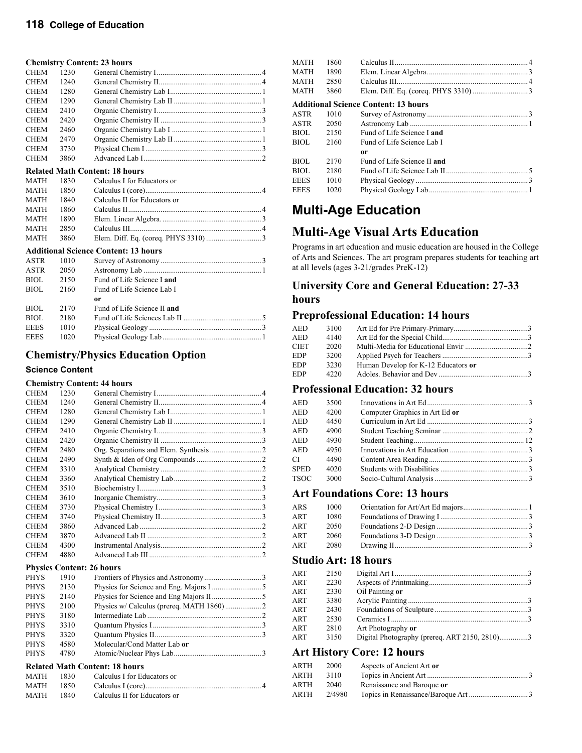**Chemistry Content: 23 hours**

| | | | |
|---|---|---|---|
| CHEM | 1230 | General Chemistry I | 4 |
| CHEM | 1240 | General Chemistry II | 4 |
| CHEM | 1280 | General Chemistry Lab I | 1 |
| CHEM | 1290 | General Chemistry Lab II | 1 |
| CHEM | 2410 | Organic Chemistry I | 3 |
| CHEM | 2420 | Organic Chemistry II | 3 |
| CHEM | 2460 | Organic Chemistry Lab I | 1 |
| CHEM | 2470 | Organic Chemistry Lab II | 1 |
| CHEM | 3730 | Physical Chem I | 3 |
| CHEM | 3860 | Advanced Lab I | 2 |

**Related Math Content: 18 hours**

| | | | |
|---|---|---|---|
| MATH | 1830 | Calculus I for Educators or | |
| MATH | 1850 | Calculus I (core) | 4 |
| MATH | 1840 | Calculus II for Educators or | |
| MATH | 1860 | Calculus II | 4 |
| MATH | 1890 | Elem. Linear Algebra. | 3 |
| MATH | 2850 | Calculus III | 4 |
| MATH | 3860 | Elem. Diff. Eq. (coreq. PHYS 3310) | 3 |

**Additional Science Content: 13 hours**

| | | | |
|---|---|---|---|
| ASTR | 1010 | Survey of Astronomy | 3 |
| ASTR | 2050 | Astronomy Lab | 1 |
| BIOL | 2150 | Fund of Life Science I **and** | |
| BIOL | 2160 | Fund of Life Science Lab I | |
| | | **or** | |
| BIOL | 2170 | Fund of Life Science II **and** | |
| BIOL | 2180 | Fund of Life Sciences Lab II | 5 |
| EEES | 1010 | Physical Geology | 3 |
| EEES | 1020 | Physical Geology Lab | 1 |

## Chemistry/Physics Education Option

### Science Content

**Chemistry Content: 44 hours**

| | | | |
|---|---|---|---|
| CHEM | 1230 | General Chemistry I | 4 |
| CHEM | 1240 | General Chemistry II | 4 |
| CHEM | 1280 | General Chemistry Lab I | 1 |
| CHEM | 1290 | General Chemistry Lab II | 1 |
| CHEM | 2410 | Organic Chemistry I | 3 |
| CHEM | 2420 | Organic Chemistry II | 3 |
| CHEM | 2480 | Org. Separations and Elem. Synthesis | 2 |
| CHEM | 2490 | Synth & Iden of Org Compounds | 2 |
| CHEM | 3310 | Analytical Chemistry | 2 |
| CHEM | 3360 | Analytical Chemistry Lab | 2 |
| CHEM | 3510 | Biochemistry I | 3 |
| CHEM | 3610 | Inorganic Chemistry | 3 |
| CHEM | 3730 | Physical Chemistry I | 3 |
| CHEM | 3740 | Physical Chemistry II | 3 |
| CHEM | 3860 | Advanced Lab | 2 |
| CHEM | 3870 | Advanced Lab II | 2 |
| CHEM | 4300 | Instrumental Analysis | 2 |
| CHEM | 4880 | Advanced Lab III | 2 |

**Physics Content: 26 hours**

| | | | |
|---|---|---|---|
| PHYS | 1910 | Frontiers of Physics and Astronomy | 3 |
| PHYS | 2130 | Physics for Science and Eng. Majors I | 5 |
| PHYS | 2140 | Physics for Science and Eng Majors II | 5 |
| PHYS | 2100 | Physics w/ Calculus (prereq. MATH 1860) | 2 |
| PHYS | 3180 | Intermediate Lab | 2 |
| PHYS | 3310 | Quantum Physics I | 3 |
| PHYS | 3320 | Quantum Physics II | 3 |
| PHYS | 4580 | Molecular/Cond Matter Lab **or** | |
| PHYS | 4780 | Atomic/Nuclear Phys Lab | 3 |

**Related Math Content: 18 hours**

| | | | |
|---|---|---|---|
| MATH | 1830 | Calculus I for Educators or | |
| MATH | 1850 | Calculus I (core) | 4 |
| MATH | 1840 | Calculus II for Educators or | |
| MATH | 1860 | Calculus II | 4 |
| MATH | 1890 | Elem. Linear Algebra. | 3 |
| MATH | 2850 | Calculus III | 4 |
| MATH | 3860 | Elem. Diff. Eq. (coreq. PHYS 3310) | 3 |

**Additional Science Content: 13 hours**

| | | | |
|---|---|---|---|
| ASTR | 1010 | Survey of Astronomy | 3 |
| ASTR | 2050 | Astronomy Lab | 1 |
| BIOL | 2150 | Fund of Life Science I **and** | |
| BIOL | 2160 | Fund of Life Science Lab I | |
| | | **or** | |
| BIOL | 2170 | Fund of Life Science II **and** | |
| BIOL | 2180 | Fund of Life Science Lab II | 5 |
| EEES | 1010 | Physical Geology | 3 |
| EEES | 1020 | Physical Geology Lab | 1 |

# Multi-Age Education

# Multi-Age Visual Arts Education

Programs in art education and music education are housed in the College of Arts and Sciences. The art program prepares students for teaching art at all levels (ages 3-21/grades PreK-12)

## University Core and General Education: 27-33 hours

## Preprofessional Education: 14 hours

| | | | |
|---|---|---|---|
| AED | 3100 | Art Ed for Pre Primary-Primary | 3 |
| AED | 4140 | Art Ed for the Special Child | 3 |
| CIET | 2020 | Multi-Media for Educational Envir | 2 |
| EDP | 3200 | Applied Psych for Teachers | 3 |
| EDP | 3230 | Human Develop for K-12 Educators **or** | |
| EDP | 4220 | Adoles. Behavior and Dev | 3 |

## Professional Education: 32 hours

| | | | |
|---|---|---|---|
| AED | 3500 | Innovations in Art Ed | 3 |
| AED | 4200 | Computer Graphics in Art Ed **or** | |
| AED | 4450 | Curriculum in Art Ed | 3 |
| AED | 4900 | Student Teaching Seminar | 2 |
| AED | 4930 | Student Teaching | 12 |
| AED | 4950 | Innovations in Art Education | 3 |
| CI | 4490 | Content Area Reading | 3 |
| SPED | 4020 | Students with Disabilities | 3 |
| TSOC | 3000 | Socio-Cultural Analysis | 3 |

## Art Foundations Core: 13 hours

| | | | |
|---|---|---|---|
| ARS | 1000 | Orientation for Art/Art Ed majors | 1 |
| ART | 1080 | Foundations of Drawing I | 3 |
| ART | 2050 | Foundations 2-D Design | 3 |
| ART | 2060 | Foundations 3-D Design | 3 |
| ART | 2080 | Drawing II | 3 |

## Studio Art: 18 hours

| | | | |
|---|---|---|---|
| ART | 2150 | Digital Art I | 3 |
| ART | 2230 | Aspects of Printmaking | 3 |
| ART | 2330 | Oil Painting **or** | |
| ART | 3380 | Acrylic Painting | 3 |
| ART | 2430 | Foundations of Sculpture | 3 |
| ART | 2530 | Ceramics I | 3 |
| ART | 2810 | Art Photography **or** | |
| ART | 3150 | Digital Photography (prereq. ART 2150, 2810) | 3 |

## Art History Core: 12 hours

| | | | |
|---|---|---|---|
| ARTH | 2000 | Aspects of Ancient Art **or** | |
| ARTH | 3110 | Topics in Ancient Art | 3 |
| ARTH | 2040 | Renaissance and Baroque **or** | |
| ARTH | 2/4980 | Topics in Renaissance/Baroque Art | 3 |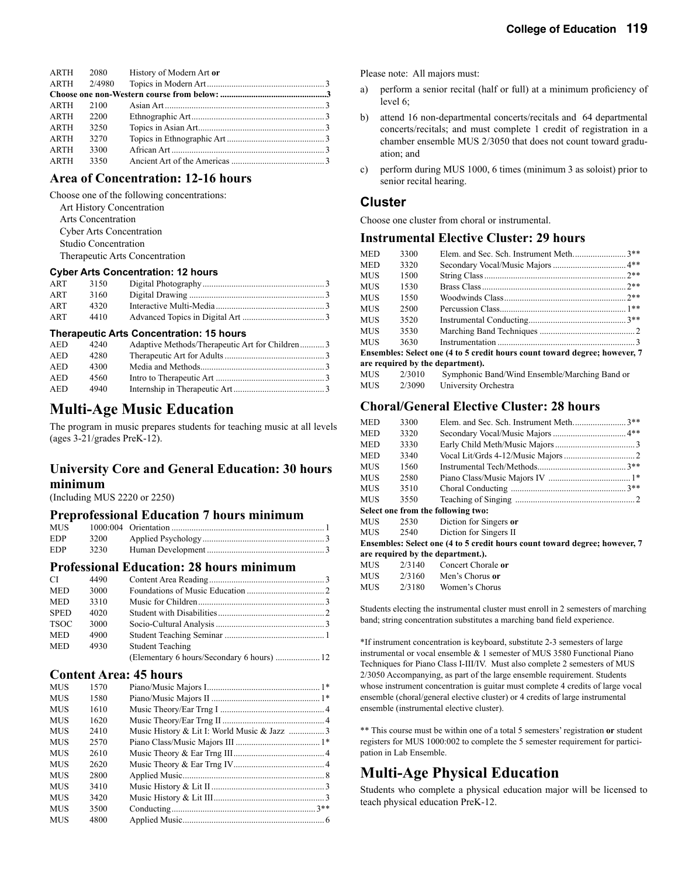| | | | |
|---|---|---|---|
| ARTH | 2080 | History of Modern Art **or** | |
| ARTH | 2/4980 | Topics in Modern Art | 3 |

**Choose one non-Western course from below: 3**

| | | | |
|---|---|---|---|
| ARTH | 2100 | Asian Art | 3 |
| ARTH | 2200 | Ethnographic Art | 3 |
| ARTH | 3250 | Topics in Asian Art | 3 |
| ARTH | 3270 | Topics in Ethnographic Art | 3 |
| ARTH | 3300 | African Art | 3 |
| ARTH | 3350 | Ancient Art of the Americas | 3 |

## Area of Concentration: 12-16 hours

Choose one of the following concentrations:

- Art History Concentration
- Arts Concentration
- Cyber Arts Concentration
- Studio Concentration
- Therapeutic Arts Concentration

### Cyber Arts Concentration: 12 hours

| | | | |
|---|---|---|---|
| ART | 3150 | Digital Photography | 3 |
| ART | 3160 | Digital Drawing | 3 |
| ART | 4320 | Interactive Multi-Media | 3 |
| ART | 4410 | Advanced Topics in Digital Art | 3 |

### Therapeutic Arts Concentration: 15 hours

| | | | |
|---|---|---|---|
| AED | 4240 | Adaptive Methods/Therapeutic Art for Children | 3 |
| AED | 4280 | Therapeutic Art for Adults | 3 |
| AED | 4300 | Media and Methods | 3 |
| AED | 4560 | Intro to Therapeutic Art | 3 |
| AED | 4940 | Internship in Therapeutic Art | 3 |

# Multi-Age Music Education

The program in music prepares students for teaching music at all levels (ages 3-21/grades PreK-12).

## University Core and General Education: 30 hours minimum

(Including MUS 2220 or 2250)

## Preprofessional Education 7 hours minimum

| | | | |
|---|---|---|---|
| MUS | 1000:004 | Orientation | 1 |
| EDP | 3200 | Applied Psychology | 3 |
| EDP | 3230 | Human Development | 3 |

## Professional Education: 28 hours minimum

| | | | |
|---|---|---|---|
| CI | 4490 | Content Area Reading | 3 |
| MED | 3000 | Foundations of Music Education | 2 |
| MED | 3310 | Music for Children | 3 |
| SPED | 4020 | Student with Disabilities | 2 |
| TSOC | 3000 | Socio-Cultural Analysis | 3 |
| MED | 4900 | Student Teaching Seminar | 1 |
| MED | 4930 | Student Teaching (Elementary 6 hours/Secondary 6 hours) | 12 |

## Content Area: 45 hours

| | | | |
|---|---|---|---|
| MUS | 1570 | Piano/Music Majors I | 1* |
| MUS | 1580 | Piano/Music Majors II | 1* |
| MUS | 1610 | Music Theory/Ear Trng I | 4 |
| MUS | 1620 | Music Theory/Ear Trng II | 4 |
| MUS | 2410 | Music History & Lit I: World Music & Jazz | 3 |
| MUS | 2570 | Piano Class/Music Majors III | 1* |
| MUS | 2610 | Music Theory & Ear Trng III | 4 |
| MUS | 2620 | Music Theory & Ear Trng IV | 4 |
| MUS | 2800 | Applied Music | 8 |
| MUS | 3410 | Music History & Lit II | 3 |
| MUS | 3420 | Music History & Lit III | 3 |
| MUS | 3500 | Conducting | 3** |
| MUS | 4800 | Applied Music | 6 |

Please note: All majors must:

a) perform a senior recital (half or full) at a minimum proficiency of level 6;

b) attend 16 non-departmental concerts/recitals and 64 departmental concerts/recitals; and must complete 1 credit of registration in a chamber ensemble MUS 2/3050 that does not count toward graduation; and

c) perform during MUS 1000, 6 times (minimum 3 as soloist) prior to senior recital hearing.

## Cluster

Choose one cluster from choral or instrumental.

## Instrumental Elective Cluster: 29 hours

| | | | |
|---|---|---|---|
| MED | 3300 | Elem. and Sec. Sch. Instrument Meth. | 3** |
| MED | 3320 | Secondary Vocal/Music Majors | 4** |
| MUS | 1500 | String Class | 2** |
| MUS | 1530 | Brass Class | 2** |
| MUS | 1550 | Woodwinds Class | 2** |
| MUS | 2500 | Percussion Class | 1** |
| MUS | 3520 | Instrumental Conducting | 3** |
| MUS | 3530 | Marching Band Techniques | 2 |
| MUS | 3630 | Instrumentation | 3 |

**Ensembles: Select one (4 to 5 credit hours count toward degree; however, 7 are required by the department).**

| | | |
|---|---|---|
| MUS | 2/3010 | Symphonic Band/Wind Ensemble/Marching Band or |
| MUS | 2/3090 | University Orchestra |

## Choral/General Elective Cluster: 28 hours

| | | | |
|---|---|---|---|
| MED | 3300 | Elem. and Sec. Sch. Instrument Meth. | 3** |
| MED | 3320 | Secondary Vocal/Music Majors | 4** |
| MED | 3330 | Early Child Meth/Music Majors | 3 |
| MED | 3340 | Vocal Lit/Grds 4-12/Music Majors | 2 |
| MUS | 1560 | Instrumental Tech/Methods | 3** |
| MUS | 2580 | Piano Class/Music Majors IV | 1* |
| MUS | 3510 | Choral Conducting | 3** |
| MUS | 3550 | Teaching of Singing | 2 |

**Select one from the following two:**

| | | |
|---|---|---|
| MUS | 2530 | Diction for Singers **or** |
| MUS | 2540 | Diction for Singers II |

**Ensembles: Select one (4 to 5 credit hours count toward degree; however, 7 are required by the department.).**

| | | |
|---|---|---|
| MUS | 2/3140 | Concert Chorale **or** |
| MUS | 2/3160 | Men's Chorus **or** |
| MUS | 2/3180 | Women's Chorus |

Students electing the instrumental cluster must enroll in 2 semesters of marching band; string concentration substitutes a marching band field experience.

*If instrument concentration is keyboard, substitute 2-3 semesters of large instrumental or vocal ensemble & 1 semester of MUS 3580 Functional Piano Techniques for Piano Class I-III/IV. Must also complete 2 semesters of MUS 2/3050 Accompanying, as part of the large ensemble requirement. Students whose instrument concentration is guitar must complete 4 credits of large vocal ensemble (choral/general elective cluster) or 4 credits of large instrumental ensemble (instrumental elective cluster).

** This course must be within one of a total 5 semesters' registration **or** student registers for MUS 1000:002 to complete the 5 semester requirement for participation in Lab Ensemble.

# Multi-Age Physical Education

Students who complete a physical education major will be licensed to teach physical education PreK-12.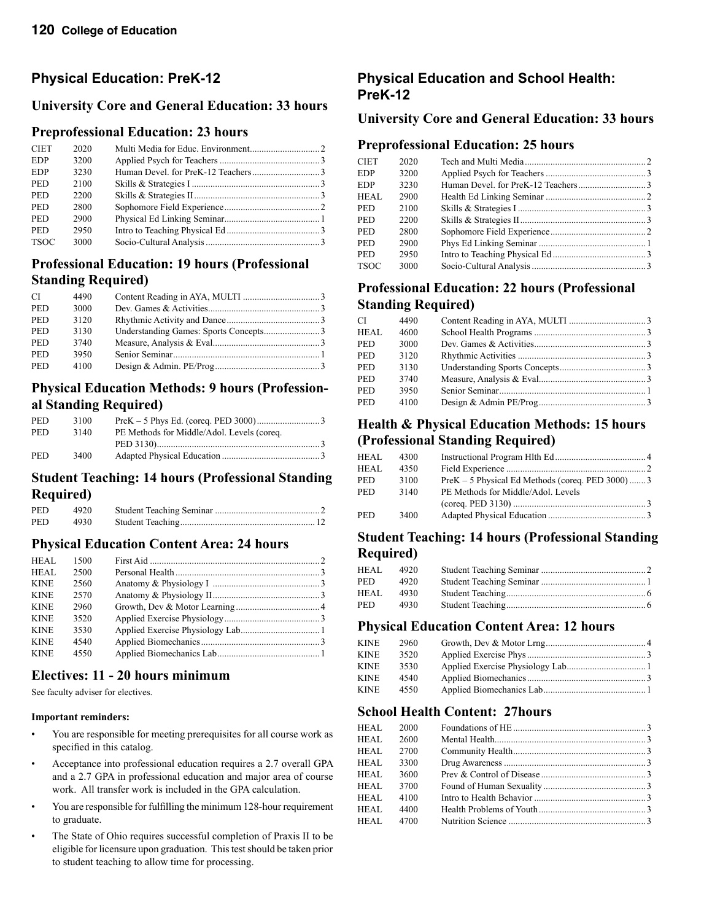## Physical Education: PreK-12

### University Core and General Education: 33 hours

### Preprofessional Education: 23 hours

| | | | |
|---|---|---|---|
| CIET | 2020 | Multi Media for Educ. Environment | 2 |
| EDP | 3200 | Applied Psych for Teachers | 3 |
| EDP | 3230 | Human Devel. for PreK-12 Teachers | 3 |
| PED | 2100 | Skills & Strategies I | 3 |
| PED | 2200 | Skills & Strategies II | 3 |
| PED | 2800 | Sophomore Field Experience | 2 |
| PED | 2900 | Physical Ed Linking Seminar | 1 |
| PED | 2950 | Intro to Teaching Physical Ed | 3 |
| TSOC | 3000 | Socio-Cultural Analysis | 3 |

### Professional Education: 19 hours (Professional Standing Required)

| | | | |
|---|---|---|---|
| CI | 4490 | Content Reading in AYA, MULTI | 3 |
| PED | 3000 | Dev. Games & Activities | 3 |
| PED | 3120 | Rhythmic Activity and Dance | 3 |
| PED | 3130 | Understanding Games: Sports Concepts | 3 |
| PED | 3740 | Measure, Analysis & Eval. | 3 |
| PED | 3950 | Senior Seminar | 1 |
| PED | 4100 | Design & Admin. PE/Prog | 3 |

### Physical Education Methods: 9 hours (Professional Standing Required)

| | | | |
|---|---|---|---|
| PED | 3100 | PreK – 5 Phys Ed. (coreq. PED 3000) | 3 |
| PED | 3140 | PE Methods for Middle/Adol. Levels (coreq. PED 3130) | 3 |
| PED | 3400 | Adapted Physical Education | 3 |

### Student Teaching: 14 hours (Professional Standing Required)

| | | | |
|---|---|---|---|
| PED | 4920 | Student Teaching Seminar | 2 |
| PED | 4930 | Student Teaching | 12 |

### Physical Education Content Area: 24 hours

| | | | |
|---|---|---|---|
| HEAL | 1500 | First Aid | 2 |
| HEAL | 2500 | Personal Health | 3 |
| KINE | 2560 | Anatomy & Physiology I | 3 |
| KINE | 2570 | Anatomy & Physiology II | 3 |
| KINE | 2960 | Growth, Dev & Motor Learning | 4 |
| KINE | 3520 | Applied Exercise Physiology | 3 |
| KINE | 3530 | Applied Exercise Physiology Lab | 1 |
| KINE | 4540 | Applied Biomechanics | 3 |
| KINE | 4550 | Applied Biomechanics Lab | 1 |

### Electives: 11 - 20 hours minimum

See faculty adviser for electives.

**Important reminders:**

- You are responsible for meeting prerequisites for all course work as specified in this catalog.
- Acceptance into professional education requires a 2.7 overall GPA and a 2.7 GPA in professional education and major area of course work. All transfer work is included in the GPA calculation.
- You are responsible for fulfilling the minimum 128-hour requirement to graduate.
- The State of Ohio requires successful completion of Praxis II to be eligible for licensure upon graduation. This test should be taken prior to student teaching to allow time for processing.

## Physical Education and School Health: PreK-12

### University Core and General Education: 33 hours

### Preprofessional Education: 25 hours

| | | | |
|---|---|---|---|
| CIET | 2020 | Tech and Multi Media | 2 |
| EDP | 3200 | Applied Psych for Teachers | 3 |
| EDP | 3230 | Human Devel. for PreK-12 Teachers | 3 |
| HEAL | 2900 | Health Ed Linking Seminar | 2 |
| PED | 2100 | Skills & Strategies I | 3 |
| PED | 2200 | Skills & Strategies II | 3 |
| PED | 2800 | Sophomore Field Experience | 2 |
| PED | 2900 | Phys Ed Linking Seminar | 1 |
| PED | 2950 | Intro to Teaching Physical Ed | 3 |
| TSOC | 3000 | Socio-Cultural Analysis | 3 |

### Professional Education: 22 hours (Professional Standing Required)

| | | | |
|---|---|---|---|
| CI | 4490 | Content Reading in AYA, MULTI | 3 |
| HEAL | 4600 | School Health Programs | 3 |
| PED | 3000 | Dev. Games & Activities | 3 |
| PED | 3120 | Rhythmic Activities | 3 |
| PED | 3130 | Understanding Sports Concepts | 3 |
| PED | 3740 | Measure, Analysis & Eval. | 3 |
| PED | 3950 | Senior Seminar | 1 |
| PED | 4100 | Design & Admin PE/Prog | 3 |

### Health & Physical Education Methods: 15 hours (Professional Standing Required)

| | | | |
|---|---|---|---|
| HEAL | 4300 | Instructional Program Hlth Ed | 4 |
| HEAL | 4350 | Field Experience | 2 |
| PED | 3100 | PreK – 5 Physical Ed Methods (coreq. PED 3000) | 3 |
| PED | 3140 | PE Methods for Middle/Adol. Levels (coreq. PED 3130) | 3 |
| PED | 3400 | Adapted Physical Education | 3 |

### Student Teaching: 14 hours (Professional Standing Required)

| | | | |
|---|---|---|---|
| HEAL | 4920 | Student Teaching Seminar | 2 |
| PED | 4920 | Student Teaching Seminar | 1 |
| HEAL | 4930 | Student Teaching | 6 |
| PED | 4930 | Student Teaching | 6 |

### Physical Education Content Area: 12 hours

| | | | |
|---|---|---|---|
| KINE | 2960 | Growth, Dev & Motor Lrng | 4 |
| KINE | 3520 | Applied Exercise Phys | 3 |
| KINE | 3530 | Applied Exercise Physiology Lab | 1 |
| KINE | 4540 | Applied Biomechanics | 3 |
| KINE | 4550 | Applied Biomechanics Lab | 1 |

### School Health Content: 27hours

| | | | |
|---|---|---|---|
| HEAL | 2000 | Foundations of HE | 3 |
| HEAL | 2600 | Mental Health | 3 |
| HEAL | 2700 | Community Health | 3 |
| HEAL | 3300 | Drug Awareness | 3 |
| HEAL | 3600 | Prev & Control of Disease | 3 |
| HEAL | 3700 | Found of Human Sexuality | 3 |
| HEAL | 4100 | Intro to Health Behavior | 3 |
| HEAL | 4400 | Health Problems of Youth | 3 |
| HEAL | 4700 | Nutrition Science | 3 |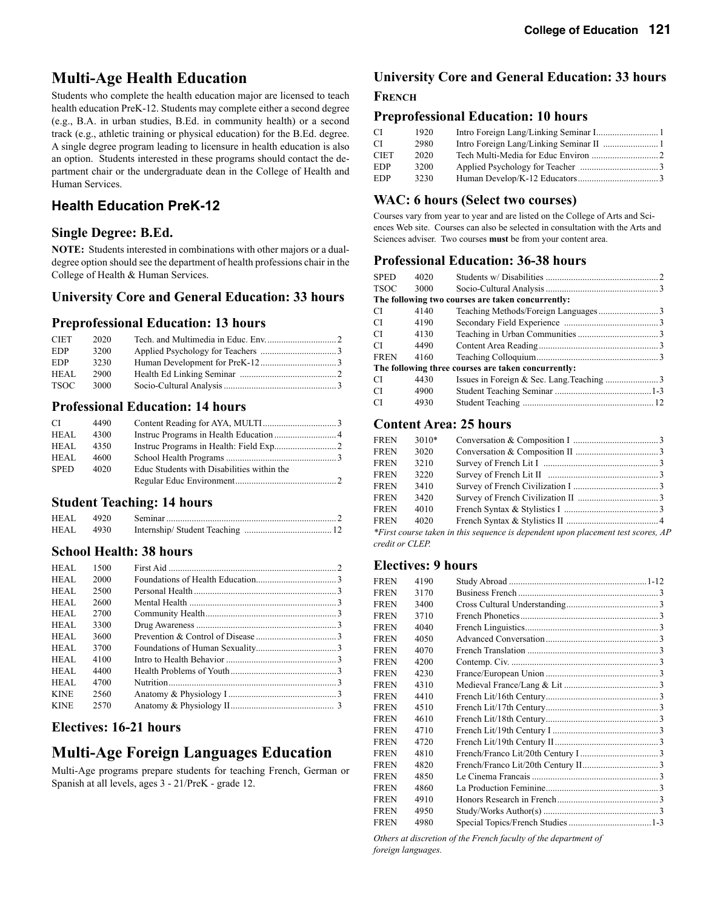# Multi-Age Health Education

Students who complete the health education major are licensed to teach health education PreK-12. Students may complete either a second degree (e.g., B.A. in urban studies, B.Ed. in community health) or a second track (e.g., athletic training or physical education) for the B.Ed. degree. A single degree program leading to licensure in health education is also an option. Students interested in these programs should contact the department chair or the undergraduate dean in the College of Health and Human Services.

## Health Education PreK-12

### Single Degree: B.Ed.

**NOTE:** Students interested in combinations with other majors or a dual-degree option should see the department of health professions chair in the College of Health & Human Services.

### University Core and General Education: 33 hours

### Preprofessional Education: 13 hours

| | | | |
|---|---|---|---|
| CIET | 2020 | Tech. and Multimedia in Educ. Env. | 2 |
| EDP | 3200 | Applied Psychology for Teachers | 3 |
| EDP | 3230 | Human Development for PreK-12 | 3 |
| HEAL | 2900 | Health Ed Linking Seminar | 2 |
| TSOC | 3000 | Socio-Cultural Analysis | 3 |

### Professional Education: 14 hours

| | | | |
|---|---|---|---|
| CI | 4490 | Content Reading for AYA, MULTI | 3 |
| HEAL | 4300 | Instruc Programs in Health Education | 4 |
| HEAL | 4350 | Instruc Programs in Health: Field Exp. | 2 |
| HEAL | 4600 | School Health Programs | 3 |
| SPED | 4020 | Educ Students with Disabilities within the Regular Educ Environment | 2 |

### Student Teaching: 14 hours

| | | | |
|---|---|---|---|
| HEAL | 4920 | Seminar | 2 |
| HEAL | 4930 | Internship/ Student Teaching | 12 |

### School Health: 38 hours

| | | | |
|---|---|---|---|
| HEAL | 1500 | First Aid | 2 |
| HEAL | 2000 | Foundations of Health Education | 3 |
| HEAL | 2500 | Personal Health | 3 |
| HEAL | 2600 | Mental Health | 3 |
| HEAL | 2700 | Community Health | 3 |
| HEAL | 3300 | Drug Awareness | 3 |
| HEAL | 3600 | Prevention & Control of Disease | 3 |
| HEAL | 3700 | Foundations of Human Sexuality | 3 |
| HEAL | 4100 | Intro to Health Behavior | 3 |
| HEAL | 4400 | Health Problems of Youth | 3 |
| HEAL | 4700 | Nutrition | 3 |
| KINE | 2560 | Anatomy & Physiology I | 3 |
| KINE | 2570 | Anatomy & Physiology II | 3 |

### Electives: 16-21 hours

# Multi-Age Foreign Languages Education

Multi-Age programs prepare students for teaching French, German or Spanish at all levels, ages 3 - 21/PreK - grade 12.

### University Core and General Education: 33 hours

**French**

### Preprofessional Education: 10 hours

| | | | |
|---|---|---|---|
| CI | 1920 | Intro Foreign Lang/Linking Seminar I | 1 |
| CI | 2980 | Intro Foreign Lang/Linking Seminar II | 1 |
| CIET | 2020 | Tech Multi-Media for Educ Environ | 2 |
| EDP | 3200 | Applied Psychology for Teacher | 3 |
| EDP | 3230 | Human Develop/K-12 Educators | 3 |

### WAC: 6 hours (Select two courses)

Courses vary from year to year and are listed on the College of Arts and Sciences Web site. Courses can also be selected in consultation with the Arts and Sciences adviser. Two courses **must** be from your content area.

### Professional Education: 36-38 hours

| | | | |
|---|---|---|---|
| SPED | 4020 | Students w/ Disabilities | 2 |
| TSOC | 3000 | Socio-Cultural Analysis | 3 |
| **The following two courses are taken concurrently:** | | | |
| CI | 4140 | Teaching Methods/Foreign Languages | 3 |
| CI | 4190 | Secondary Field Experience | 3 |
| CI | 4130 | Teaching in Urban Communities | 3 |
| CI | 4490 | Content Area Reading | 3 |
| FREN | 4160 | Teaching Colloquium | 3 |
| **The following three courses are taken concurrently:** | | | |
| CI | 4430 | Issues in Foreign & Sec. Lang.Teaching | 3 |
| CI | 4900 | Student Teaching Seminar | 1-3 |
| CI | 4930 | Student Teaching | 12 |

### Content Area: 25 hours

| | | | |
|---|---|---|---|
| FREN | 3010* | Conversation & Composition I | 3 |
| FREN | 3020 | Conversation & Composition II | 3 |
| FREN | 3210 | Survey of French Lit I | 3 |
| FREN | 3220 | Survey of French Lit II | 3 |
| FREN | 3410 | Survey of French Civilization I | 3 |
| FREN | 3420 | Survey of French Civilization II | 3 |
| FREN | 4010 | French Syntax & Stylistics I | 3 |
| FREN | 4020 | French Syntax & Stylistics II | 4 |

*\*First course taken in this sequence is dependent upon placement test scores, AP credit or CLEP.*

### Electives: 9 hours

| | | | |
|---|---|---|---|
| FREN | 4190 | Study Abroad | 1-12 |
| FREN | 3170 | Business French | 3 |
| FREN | 3400 | Cross Cultural Understanding | 3 |
| FREN | 3710 | French Phonetics | 3 |
| FREN | 4040 | French Linguistics | 3 |
| FREN | 4050 | Advanced Conversation | 3 |
| FREN | 4070 | French Translation | 3 |
| FREN | 4200 | Contemp. Civ. | 3 |
| FREN | 4230 | France/European Union | 3 |
| FREN | 4310 | Medieval France/Lang & Lit | 3 |
| FREN | 4410 | French Lit/16th Century | 3 |
| FREN | 4510 | French Lit/17th Century | 3 |
| FREN | 4610 | French Lit/18th Century | 3 |
| FREN | 4710 | French Lit/19th Century I | 3 |
| FREN | 4720 | French Lit/19th Century II | 3 |
| FREN | 4810 | French/Franco Lit/20th Century I | 3 |
| FREN | 4820 | French/Franco Lit/20th Century II | 3 |
| FREN | 4850 | Le Cinema Francais | 3 |
| FREN | 4860 | La Production Feminine | 3 |
| FREN | 4910 | Honors Research in French | 3 |
| FREN | 4950 | Study/Works Author(s) | 3 |
| FREN | 4980 | Special Topics/French Studies | 1-3 |

*Others at discretion of the French faculty of the department of foreign languages.*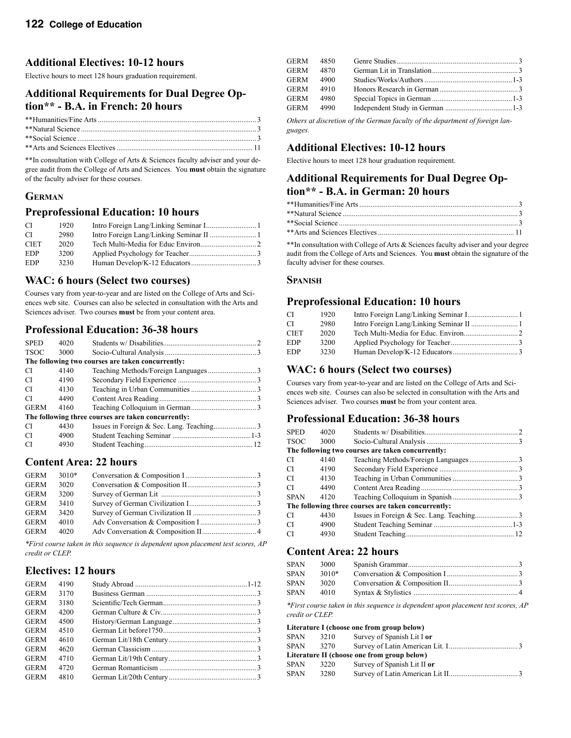## Additional Electives: 10-12 hours

Elective hours to meet 128 hours graduation requirement.

## Additional Requirements for Dual Degree Option** - B.A. in French: 20 hours

| Course | Hours |
|---|---|
| **Humanities/Fine Arts | 3 |
| **Natural Science | 3 |
| **Social Science | 3 |
| **Arts and Sciences Electives | 11 |

**In consultation with College of Arts & Sciences faculty adviser and your degree audit from the College of Arts and Sciences. You **must** obtain the signature of the faculty adviser for these courses.

# German

## Preprofessional Education: 10 hours

| Dept | No. | Course | Hours |
|---|---|---|---|
| CI | 1920 | Intro Foreign Lang/Linking Seminar I | 1 |
| CI | 2980 | Intro Foreign Lang/Linking Seminar II | 1 |
| CIET | 2020 | Tech Multi-Media for Educ Environ | 2 |
| EDP | 3200 | Applied Psychology for Teacher | 3 |
| EDP | 3230 | Human Develop/K-12 Educators | 3 |

## WAC: 6 hours (Select two courses)

Courses vary from year-to-year and are listed on the College of Arts and Sciences web site. Courses can also be selected in consultation with the Arts and Sciences adviser. Two courses **must** be from your content area.

## Professional Education: 36-38 hours

| Dept | No. | Course | Hours |
|---|---|---|---|
| SPED | 4020 | Students w/ Disabilities | 2 |
| TSOC | 3000 | Socio-Cultural Analysis | 3 |
| **The following two courses are taken concurrently:** | | | |
| CI | 4140 | Teaching Methods/Foreign Languages | 3 |
| CI | 4190 | Secondary Field Experience | 3 |
| CI | 4130 | Teaching in Urban Communities | 3 |
| CI | 4490 | Content Area Reading | 3 |
| GERM | 4160 | Teaching Colloquium in German | 3 |
| **The following three courses are taken concurrently:** | | | |
| CI | 4430 | Issues in Foreign & Sec. Lang. Teaching | 3 |
| CI | 4900 | Student Teaching Seminar | 1-3 |
| CI | 4930 | Student Teaching | 12 |

## Content Area: 22 hours

| Dept | No. | Course | Hours |
|---|---|---|---|
| GERM | 3010* | Conversation & Composition I | 3 |
| GERM | 3020 | Conversation & Composition II | 3 |
| GERM | 3200 | Survey of German Lit | 3 |
| GERM | 3410 | Survey of German Civilization I | 3 |
| GERM | 3420 | Survey of German Civilization II | 3 |
| GERM | 4010 | Adv Conversation & Composition I | 3 |
| GERM | 4020 | Adv Conversation & Composition II | 4 |

*First course taken in this sequence is dependent upon placement test scores, AP credit or CLEP.*

## Electives: 12 hours

| Dept | No. | Course | Hours |
|---|---|---|---|
| GERM | 4190 | Study Abroad | 1-12 |
| GERM | 3170 | Business German | 3 |
| GERM | 3180 | Scientific/Tech German | 3 |
| GERM | 4200 | German Culture & Civ. | 3 |
| GERM | 4500 | History/German Language | 3 |
| GERM | 4510 | German Lit before1750 | 3 |
| GERM | 4610 | German Lit/18th Century | 3 |
| GERM | 4620 | German Classicism | 3 |
| GERM | 4710 | German Lit/19th Century | 3 |
| GERM | 4720 | German Romanticism | 3 |
| GERM | 4810 | German Lit/20th Century | 3 |
| GERM | 4850 | Genre Studies | 3 |
| GERM | 4870 | German Lit in Translation | 3 |
| GERM | 4900 | Studies/Works/Authors | 1-3 |
| GERM | 4910 | Honors Research in German | 3 |
| GERM | 4980 | Special Topics in German | 1-3 |
| GERM | 4990 | Independent Study in German | 1-3 |

*Others at discretion of the German faculty of the department of foreign languages.*

## Additional Electives: 10-12 hours

Elective hours to meet 128 hour graduation requirement.

## Additional Requirements for Dual Degree Option** - B.A. in German: 20 hours

| Course | Hours |
|---|---|
| **Humanities/Fine Arts | 3 |
| **Natural Science | 3 |
| **Social Science | 3 |
| **Arts and Sciences Electives | 11 |

**In consultation with College of Arts & Sciences faculty adviser and your degree audit from the College of Arts and Sciences. You **must** obtain the signature of the faculty adviser for these courses.

# Spanish

## Preprofessional Education: 10 hours

| Dept | No. | Course | Hours |
|---|---|---|---|
| CI | 1920 | Intro Foreign Lang/Linking Seminar I | 1 |
| CI | 2980 | Intro Foreign Lang/Linking Seminar II | 1 |
| CIET | 2020 | Tech Multi-Media for Educ. Environ. | 2 |
| EDP | 3200 | Applied Psychology for Teacher | 3 |
| EDP | 3230 | Human Develop/K-12 Educators | 3 |

## WAC: 6 hours (Select two courses)

Courses vary from year-to-year and are listed on the College of Arts and Sciences web site. Courses can also be selected in consultation with the Arts and Sciences adviser. Two courses **must** be from your content area.

## Professional Education: 36-38 hours

| Dept | No. | Course | Hours |
|---|---|---|---|
| SPED | 4020 | Students w/ Disabilities | 2 |
| TSOC | 3000 | Socio-Cultural Analysis | 3 |
| **The following two courses are taken concurrently:** | | | |
| CI | 4140 | Teaching Methods/Foreign Languages | 3 |
| CI | 4190 | Secondary Field Experience | 3 |
| CI | 4130 | Teaching in Urban Communities | 3 |
| CI | 4490 | Content Area Reading | 3 |
| SPAN | 4120 | Teaching Colloquium in Spanish | 3 |
| **The following three courses are taken concurrently:** | | | |
| CI | 4430 | Issues in Foreign & Sec. Lang. Teaching | 3 |
| CI | 4900 | Student Teaching Seminar | 1-3 |
| CI | 4930 | Student Teaching | 12 |

## Content Area: 22 hours

| Dept | No. | Course | Hours |
|---|---|---|---|
| SPAN | 3000 | Spanish Grammar | 3 |
| SPAN | 3010* | Conversation & Composition I | 3 |
| SPAN | 3020 | Conversation & Composition II | 3 |
| SPAN | 4010 | Syntax & Stylistics | 4 |

*First course taken in this sequence is dependent upon placement test scores, AP credit or CLEP.*

| Dept | No. | Course | Hours |
|---|---|---|---|
| **Literature I (choose one from group below)** | | | |
| SPAN | 3210 | Survey of Spanish Lit I **or** | |
| SPAN | 3270 | Survey of Latin American Lit. I | 3 |
| **Literature II (choose one from group below)** | | | |
| SPAN | 3220 | Survey of Spanish Lit II **or** | |
| SPAN | 3280 | Survey of Latin American Lit II | 3 |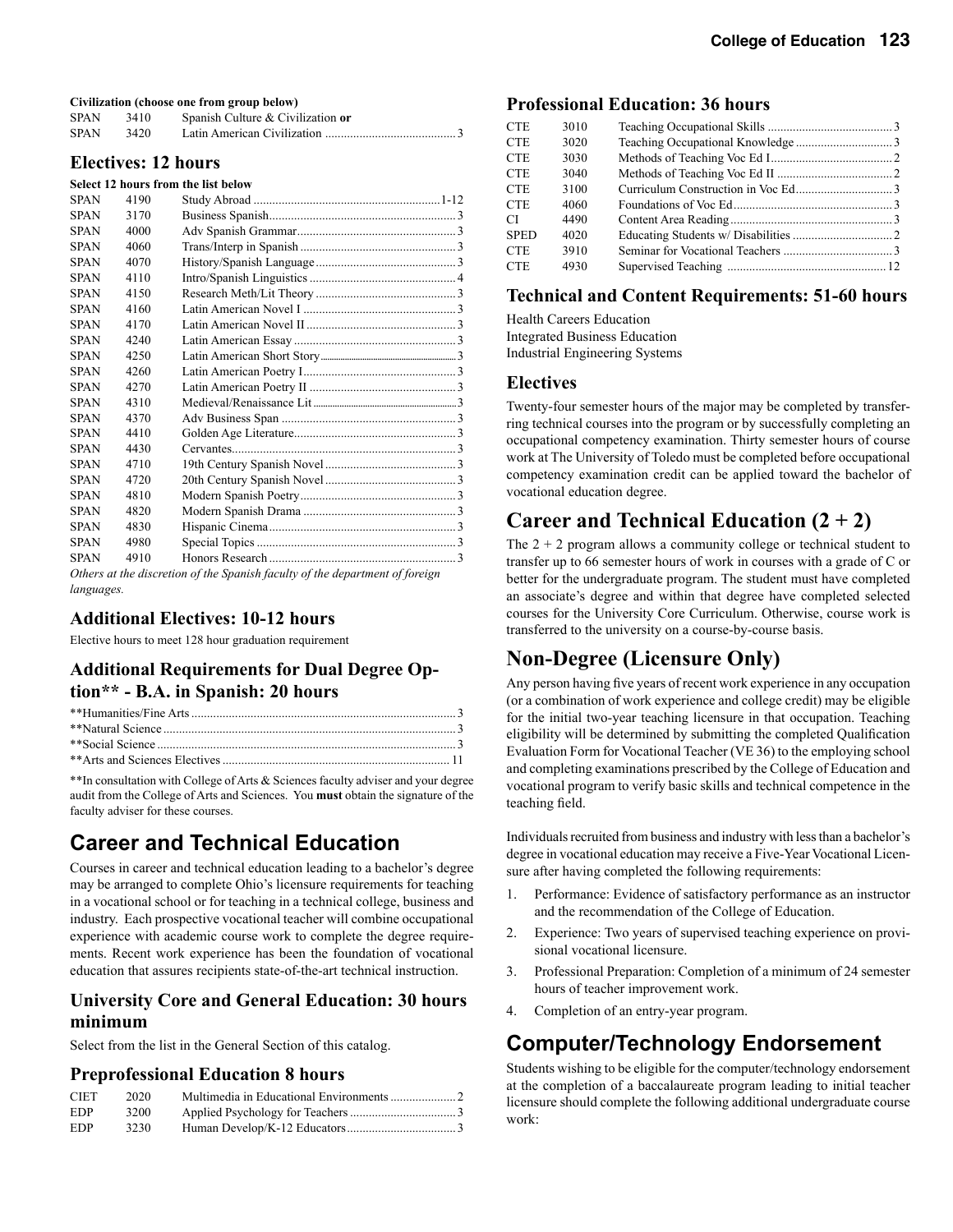**Civilization (choose one from group below)**

| | | | |
|---|---|---|---|
| SPAN | 3410 | Spanish Culture & Civilization **or** | |
| SPAN | 3420 | Latin American Civilization | 3 |

## Electives: 12 hours

**Select 12 hours from the list below**

| | | | |
|---|---|---|---|
| SPAN | 4190 | Study Abroad | 1-12 |
| SPAN | 3170 | Business Spanish | 3 |
| SPAN | 4000 | Adv Spanish Grammar | 3 |
| SPAN | 4060 | Trans/Interp in Spanish | 3 |
| SPAN | 4070 | History/Spanish Language | 3 |
| SPAN | 4110 | Intro/Spanish Linguistics | 4 |
| SPAN | 4150 | Research Meth/Lit Theory | 3 |
| SPAN | 4160 | Latin American Novel I | 3 |
| SPAN | 4170 | Latin American Novel II | 3 |
| SPAN | 4240 | Latin American Essay | 3 |
| SPAN | 4250 | Latin American Short Story | 3 |
| SPAN | 4260 | Latin American Poetry I | 3 |
| SPAN | 4270 | Latin American Poetry II | 3 |
| SPAN | 4310 | Medieval/Renaissance Lit | 3 |
| SPAN | 4370 | Adv Business Span | 3 |
| SPAN | 4410 | Golden Age Literature | 3 |
| SPAN | 4430 | Cervantes | 3 |
| SPAN | 4710 | 19th Century Spanish Novel | 3 |
| SPAN | 4720 | 20th Century Spanish Novel | 3 |
| SPAN | 4810 | Modern Spanish Poetry | 3 |
| SPAN | 4820 | Modern Spanish Drama | 3 |
| SPAN | 4830 | Hispanic Cinema | 3 |
| SPAN | 4980 | Special Topics | 3 |
| SPAN | 4910 | Honors Research | 3 |

*Others at the discretion of the Spanish faculty of the department of foreign languages.*

## Additional Electives: 10-12 hours

Elective hours to meet 128 hour graduation requirement

## Additional Requirements for Dual Degree Option** - B.A. in Spanish: 20 hours

| | |
|---|---|
| **Humanities/Fine Arts | 3 |
| **Natural Science | 3 |
| **Social Science | 3 |
| **Arts and Sciences Electives | 11 |

**In consultation with College of Arts & Sciences faculty adviser and your degree audit from the College of Arts and Sciences. You **must** obtain the signature of the faculty adviser for these courses.

# Career and Technical Education

Courses in career and technical education leading to a bachelor's degree may be arranged to complete Ohio's licensure requirements for teaching in a vocational school or for teaching in a technical college, business and industry. Each prospective vocational teacher will combine occupational experience with academic course work to complete the degree requirements. Recent work experience has been the foundation of vocational education that assures recipients state-of-the-art technical instruction.

## University Core and General Education: 30 hours minimum

Select from the list in the General Section of this catalog.

## Preprofessional Education 8 hours

| | | | |
|---|---|---|---|
| CIET | 2020 | Multimedia in Educational Environments | 2 |
| EDP | 3200 | Applied Psychology for Teachers | 3 |
| EDP | 3230 | Human Develop/K-12 Educators | 3 |

## Professional Education: 36 hours

| | | | |
|---|---|---|---|
| CTE | 3010 | Teaching Occupational Skills | 3 |
| CTE | 3020 | Teaching Occupational Knowledge | 3 |
| CTE | 3030 | Methods of Teaching Voc Ed I | 2 |
| CTE | 3040 | Methods of Teaching Voc Ed II | 2 |
| CTE | 3100 | Curriculum Construction in Voc Ed | 3 |
| CTE | 4060 | Foundations of Voc Ed | 3 |
| CI | 4490 | Content Area Reading | 3 |
| SPED | 4020 | Educating Students w/ Disabilities | 2 |
| CTE | 3910 | Seminar for Vocational Teachers | 3 |
| CTE | 4930 | Supervised Teaching | 12 |

## Technical and Content Requirements: 51-60 hours

Health Careers Education
Integrated Business Education
Industrial Engineering Systems

## Electives

Twenty-four semester hours of the major may be completed by transferring technical courses into the program or by successfully completing an occupational competency examination. Thirty semester hours of course work at The University of Toledo must be completed before occupational competency examination credit can be applied toward the bachelor of vocational education degree.

# Career and Technical Education (2 + 2)

The 2 + 2 program allows a community college or technical student to transfer up to 66 semester hours of work in courses with a grade of C or better for the undergraduate program. The student must have completed an associate's degree and within that degree have completed selected courses for the University Core Curriculum. Otherwise, course work is transferred to the university on a course-by-course basis.

# Non-Degree (Licensure Only)

Any person having five years of recent work experience in any occupation (or a combination of work experience and college credit) may be eligible for the initial two-year teaching licensure in that occupation. Teaching eligibility will be determined by submitting the completed Qualification Evaluation Form for Vocational Teacher (VE 36) to the employing school and completing examinations prescribed by the College of Education and vocational program to verify basic skills and technical competence in the teaching field.

Individuals recruited from business and industry with less than a bachelor's degree in vocational education may receive a Five-Year Vocational Licensure after having completed the following requirements:

1. Performance: Evidence of satisfactory performance as an instructor and the recommendation of the College of Education.
2. Experience: Two years of supervised teaching experience on provisional vocational licensure.
3. Professional Preparation: Completion of a minimum of 24 semester hours of teacher improvement work.
4. Completion of an entry-year program.

# Computer/Technology Endorsement

Students wishing to be eligible for the computer/technology endorsement at the completion of a baccalaureate program leading to initial teacher licensure should complete the following additional undergraduate course work: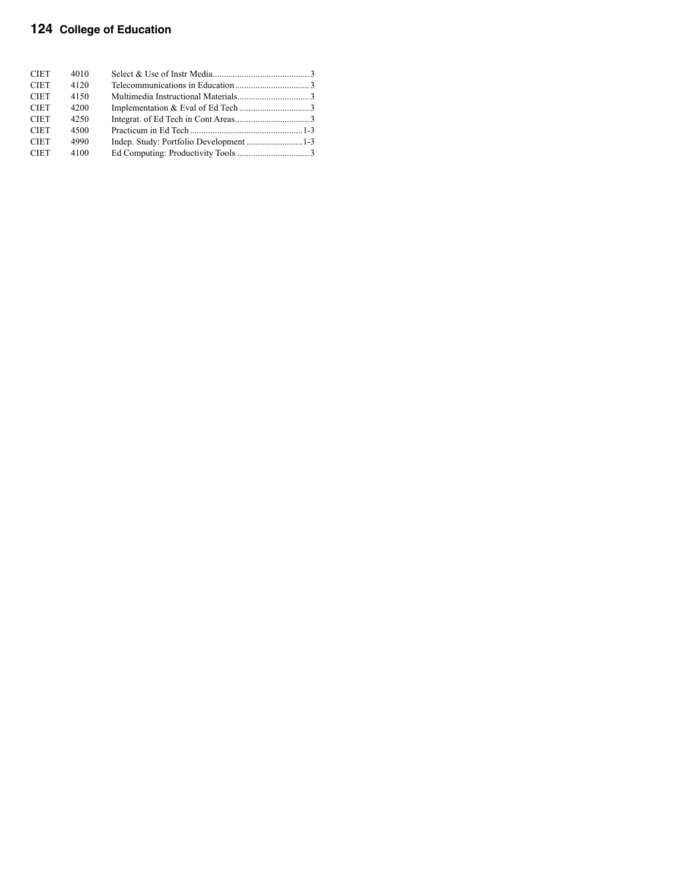| | | | |
|---|---|---|---|
| CIET | 4010 | Select & Use of Instr Media | 3 |
| CIET | 4120 | Telecommunications in Education | 3 |
| CIET | 4150 | Multimedia Instructional Materials | 3 |
| CIET | 4200 | Implementation & Eval of Ed Tech | 3 |
| CIET | 4250 | Integrat. of Ed Tech in Cont Areas | 3 |
| CIET | 4500 | Practicum in Ed Tech | 1-3 |
| CIET | 4990 | Indep. Study: Portfolio Development | 1-3 |
| CIET | 4100 | Ed Computing: Productivity Tools | 3 |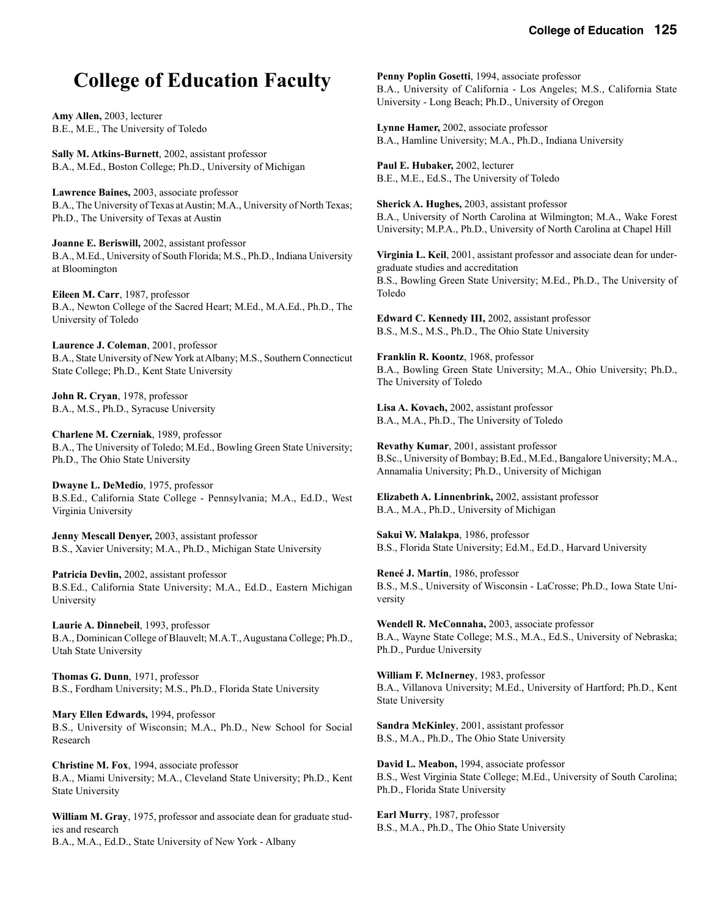# College of Education Faculty

**Amy Allen,** 2003, lecturer
B.E., M.E., The University of Toledo

**Sally M. Atkins-Burnett**, 2002, assistant professor
B.A., M.Ed., Boston College; Ph.D., University of Michigan

**Lawrence Baines,** 2003, associate professor
B.A., The University of Texas at Austin; M.A., University of North Texas; Ph.D., The University of Texas at Austin

**Joanne E. Beriswill,** 2002, assistant professor
B.A., M.Ed., University of South Florida; M.S., Ph.D., Indiana University at Bloomington

**Eileen M. Carr**, 1987, professor
B.A., Newton College of the Sacred Heart; M.Ed., M.A.Ed., Ph.D., The University of Toledo

**Laurence J. Coleman**, 2001, professor
B.A., State University of New York at Albany; M.S., Southern Connecticut State College; Ph.D., Kent State University

**John R. Cryan**, 1978, professor
B.A., M.S., Ph.D., Syracuse University

**Charlene M. Czerniak**, 1989, professor
B.A., The University of Toledo; M.Ed., Bowling Green State University; Ph.D., The Ohio State University

**Dwayne L. DeMedio**, 1975, professor
B.S.Ed., California State College - Pennsylvania; M.A., Ed.D., West Virginia University

**Jenny Mescall Denyer,** 2003, assistant professor
B.S., Xavier University; M.A., Ph.D., Michigan State University

**Patricia Devlin,** 2002, assistant professor
B.S.Ed., California State University; M.A., Ed.D., Eastern Michigan University

**Laurie A. Dinnebeil**, 1993, professor
B.A., Dominican College of Blauvelt; M.A.T., Augustana College; Ph.D., Utah State University

**Thomas G. Dunn**, 1971, professor
B.S., Fordham University; M.S., Ph.D., Florida State University

**Mary Ellen Edwards,** 1994, professor
B.S., University of Wisconsin; M.A., Ph.D., New School for Social Research

**Christine M. Fox**, 1994, associate professor
B.A., Miami University; M.A., Cleveland State University; Ph.D., Kent State University

**William M. Gray**, 1975, professor and associate dean for graduate studies and research
B.A., M.A., Ed.D., State University of New York - Albany

**Penny Poplin Gosetti**, 1994, associate professor
B.A., University of California - Los Angeles; M.S., California State University - Long Beach; Ph.D., University of Oregon

**Lynne Hamer,** 2002, associate professor
B.A., Hamline University; M.A., Ph.D., Indiana University

**Paul E. Hubaker,** 2002, lecturer
B.E., M.E., Ed.S., The University of Toledo

**Sherick A. Hughes,** 2003, assistant professor
B.A., University of North Carolina at Wilmington; M.A., Wake Forest University; M.P.A., Ph.D., University of North Carolina at Chapel Hill

**Virginia L. Keil**, 2001, assistant professor and associate dean for undergraduate studies and accreditation
B.S., Bowling Green State University; M.Ed., Ph.D., The University of Toledo

**Edward C. Kennedy III,** 2002, assistant professor
B.S., M.S., M.S., Ph.D., The Ohio State University

**Franklin R. Koontz**, 1968, professor
B.A., Bowling Green State University; M.A., Ohio University; Ph.D., The University of Toledo

**Lisa A. Kovach,** 2002, assistant professor
B.A., M.A., Ph.D., The University of Toledo

**Revathy Kumar**, 2001, assistant professor
B.Sc., University of Bombay; B.Ed., M.Ed., Bangalore University; M.A., Annamalia University; Ph.D., University of Michigan

**Elizabeth A. Linnenbrink,** 2002, assistant professor
B.A., M.A., Ph.D., University of Michigan

**Sakui W. Malakpa**, 1986, professor
B.S., Florida State University; Ed.M., Ed.D., Harvard University

**Reneé J. Martin**, 1986, professor
B.S., M.S., University of Wisconsin - LaCrosse; Ph.D., Iowa State University

**Wendell R. McConnaha,** 2003, associate professor
B.A., Wayne State College; M.S., M.A., Ed.S., University of Nebraska; Ph.D., Purdue University

**William F. McInerney**, 1983, professor
B.A., Villanova University; M.Ed., University of Hartford; Ph.D., Kent State University

**Sandra McKinley**, 2001, assistant professor
B.S., M.A., Ph.D., The Ohio State University

**David L. Meabon,** 1994, associate professor
B.S., West Virginia State College; M.Ed., University of South Carolina; Ph.D., Florida State University

**Earl Murry**, 1987, professor
B.S., M.A., Ph.D., The Ohio State University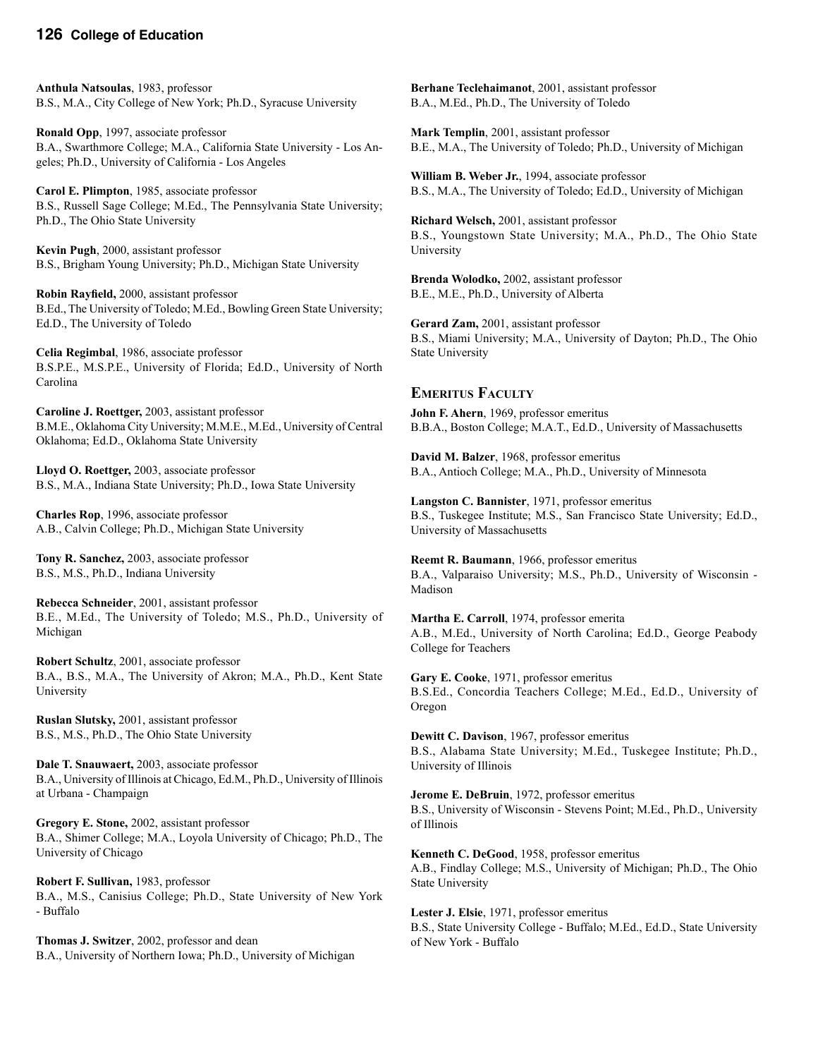**Anthula Natsoulas**, 1983, professor
B.S., M.A., City College of New York; Ph.D., Syracuse University

**Ronald Opp**, 1997, associate professor
B.A., Swarthmore College; M.A., California State University - Los Angeles; Ph.D., University of California - Los Angeles

**Carol E. Plimpton**, 1985, associate professor
B.S., Russell Sage College; M.Ed., The Pennsylvania State University; Ph.D., The Ohio State University

**Kevin Pugh**, 2000, assistant professor
B.S., Brigham Young University; Ph.D., Michigan State University

**Robin Rayfield,** 2000, assistant professor
B.Ed., The University of Toledo; M.Ed., Bowling Green State University; Ed.D., The University of Toledo

**Celia Regimbal**, 1986, associate professor
B.S.P.E., M.S.P.E., University of Florida; Ed.D., University of North Carolina

**Caroline J. Roettger,** 2003, assistant professor
B.M.E., Oklahoma City University; M.M.E., M.Ed., University of Central Oklahoma; Ed.D., Oklahoma State University

**Lloyd O. Roettger,** 2003, associate professor
B.S., M.A., Indiana State University; Ph.D., Iowa State University

**Charles Rop**, 1996, associate professor
A.B., Calvin College; Ph.D., Michigan State University

**Tony R. Sanchez,** 2003, associate professor
B.S., M.S., Ph.D., Indiana University

**Rebecca Schneider**, 2001, assistant professor
B.E., M.Ed., The University of Toledo; M.S., Ph.D., University of Michigan

**Robert Schultz**, 2001, associate professor
B.A., B.S., M.A., The University of Akron; M.A., Ph.D., Kent State University

**Ruslan Slutsky,** 2001, assistant professor
B.S., M.S., Ph.D., The Ohio State University

**Dale T. Snauwaert,** 2003, associate professor
B.A., University of Illinois at Chicago, Ed.M., Ph.D., University of Illinois at Urbana - Champaign

**Gregory E. Stone,** 2002, assistant professor
B.A., Shimer College; M.A., Loyola University of Chicago; Ph.D., The University of Chicago

**Robert F. Sullivan,** 1983, professor
B.A., M.S., Canisius College; Ph.D., State University of New York - Buffalo

**Thomas J. Switzer**, 2002, professor and dean
B.A., University of Northern Iowa; Ph.D., University of Michigan

**Berhane Teclehaimanot**, 2001, assistant professor
B.A., M.Ed., Ph.D., The University of Toledo

**Mark Templin**, 2001, assistant professor
B.E., M.A., The University of Toledo; Ph.D., University of Michigan

**William B. Weber Jr.**, 1994, associate professor
B.S., M.A., The University of Toledo; Ed.D., University of Michigan

**Richard Welsch,** 2001, assistant professor
B.S., Youngstown State University; M.A., Ph.D., The Ohio State University

**Brenda Wolodko,** 2002, assistant professor
B.E., M.E., Ph.D., University of Alberta

**Gerard Zam,** 2001, assistant professor
B.S., Miami University; M.A., University of Dayton; Ph.D., The Ohio State University

## Emeritus Faculty

**John F. Ahern**, 1969, professor emeritus
B.B.A., Boston College; M.A.T., Ed.D., University of Massachusetts

**David M. Balzer**, 1968, professor emeritus
B.A., Antioch College; M.A., Ph.D., University of Minnesota

**Langston C. Bannister**, 1971, professor emeritus
B.S., Tuskegee Institute; M.S., San Francisco State University; Ed.D., University of Massachusetts

**Reemt R. Baumann**, 1966, professor emeritus
B.A., Valparaiso University; M.S., Ph.D., University of Wisconsin - Madison

**Martha E. Carroll**, 1974, professor emerita
A.B., M.Ed., University of North Carolina; Ed.D., George Peabody College for Teachers

**Gary E. Cooke**, 1971, professor emeritus
B.S.Ed., Concordia Teachers College; M.Ed., Ed.D., University of Oregon

**Dewitt C. Davison**, 1967, professor emeritus
B.S., Alabama State University; M.Ed., Tuskegee Institute; Ph.D., University of Illinois

**Jerome E. DeBruin**, 1972, professor emeritus
B.S., University of Wisconsin - Stevens Point; M.Ed., Ph.D., University of Illinois

**Kenneth C. DeGood**, 1958, professor emeritus
A.B., Findlay College; M.S., University of Michigan; Ph.D., The Ohio State University

**Lester J. Elsie**, 1971, professor emeritus
B.S., State University College - Buffalo; M.Ed., Ed.D., State University of New York - Buffalo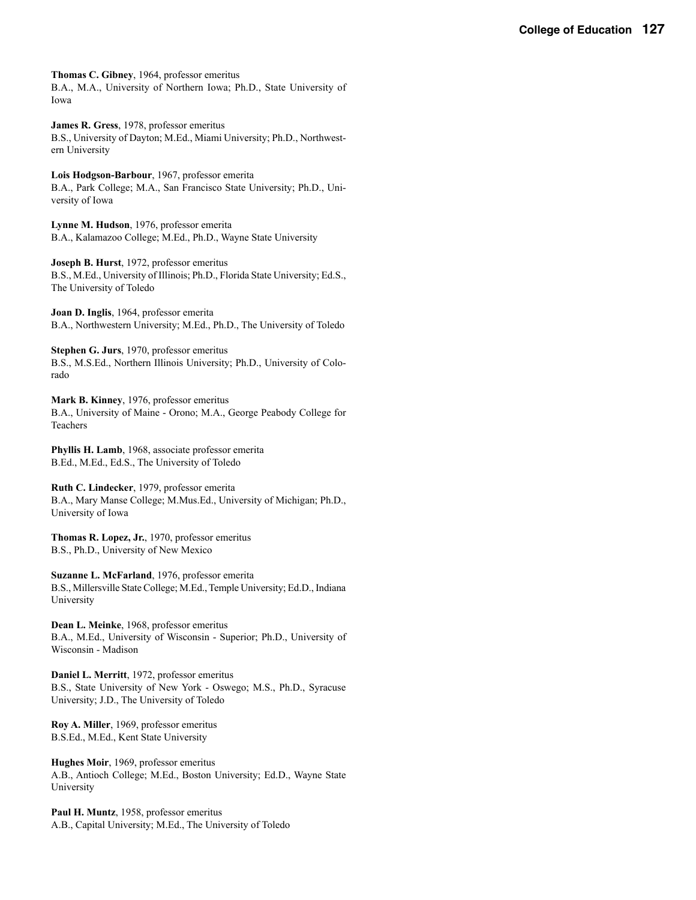**Thomas C. Gibney**, 1964, professor emeritus
B.A., M.A., University of Northern Iowa; Ph.D., State University of Iowa

**James R. Gress**, 1978, professor emeritus
B.S., University of Dayton; M.Ed., Miami University; Ph.D., Northwestern University

**Lois Hodgson-Barbour**, 1967, professor emerita
B.A., Park College; M.A., San Francisco State University; Ph.D., University of Iowa

**Lynne M. Hudson**, 1976, professor emerita
B.A., Kalamazoo College; M.Ed., Ph.D., Wayne State University

**Joseph B. Hurst**, 1972, professor emeritus
B.S., M.Ed., University of Illinois; Ph.D., Florida State University; Ed.S., The University of Toledo

**Joan D. Inglis**, 1964, professor emerita
B.A., Northwestern University; M.Ed., Ph.D., The University of Toledo

**Stephen G. Jurs**, 1970, professor emeritus
B.S., M.S.Ed., Northern Illinois University; Ph.D., University of Colorado

**Mark B. Kinney**, 1976, professor emeritus
B.A., University of Maine - Orono; M.A., George Peabody College for Teachers

**Phyllis H. Lamb**, 1968, associate professor emerita
B.Ed., M.Ed., Ed.S., The University of Toledo

**Ruth C. Lindecker**, 1979, professor emerita
B.A., Mary Manse College; M.Mus.Ed., University of Michigan; Ph.D., University of Iowa

**Thomas R. Lopez, Jr.**, 1970, professor emeritus
B.S., Ph.D., University of New Mexico

**Suzanne L. McFarland**, 1976, professor emerita
B.S., Millersville State College; M.Ed., Temple University; Ed.D., Indiana University

**Dean L. Meinke**, 1968, professor emeritus
B.A., M.Ed., University of Wisconsin - Superior; Ph.D., University of Wisconsin - Madison

**Daniel L. Merritt**, 1972, professor emeritus
B.S., State University of New York - Oswego; M.S., Ph.D., Syracuse University; J.D., The University of Toledo

**Roy A. Miller**, 1969, professor emeritus
B.S.Ed., M.Ed., Kent State University

**Hughes Moir**, 1969, professor emeritus
A.B., Antioch College; M.Ed., Boston University; Ed.D., Wayne State University

**Paul H. Muntz**, 1958, professor emeritus
A.B., Capital University; M.Ed., The University of Toledo